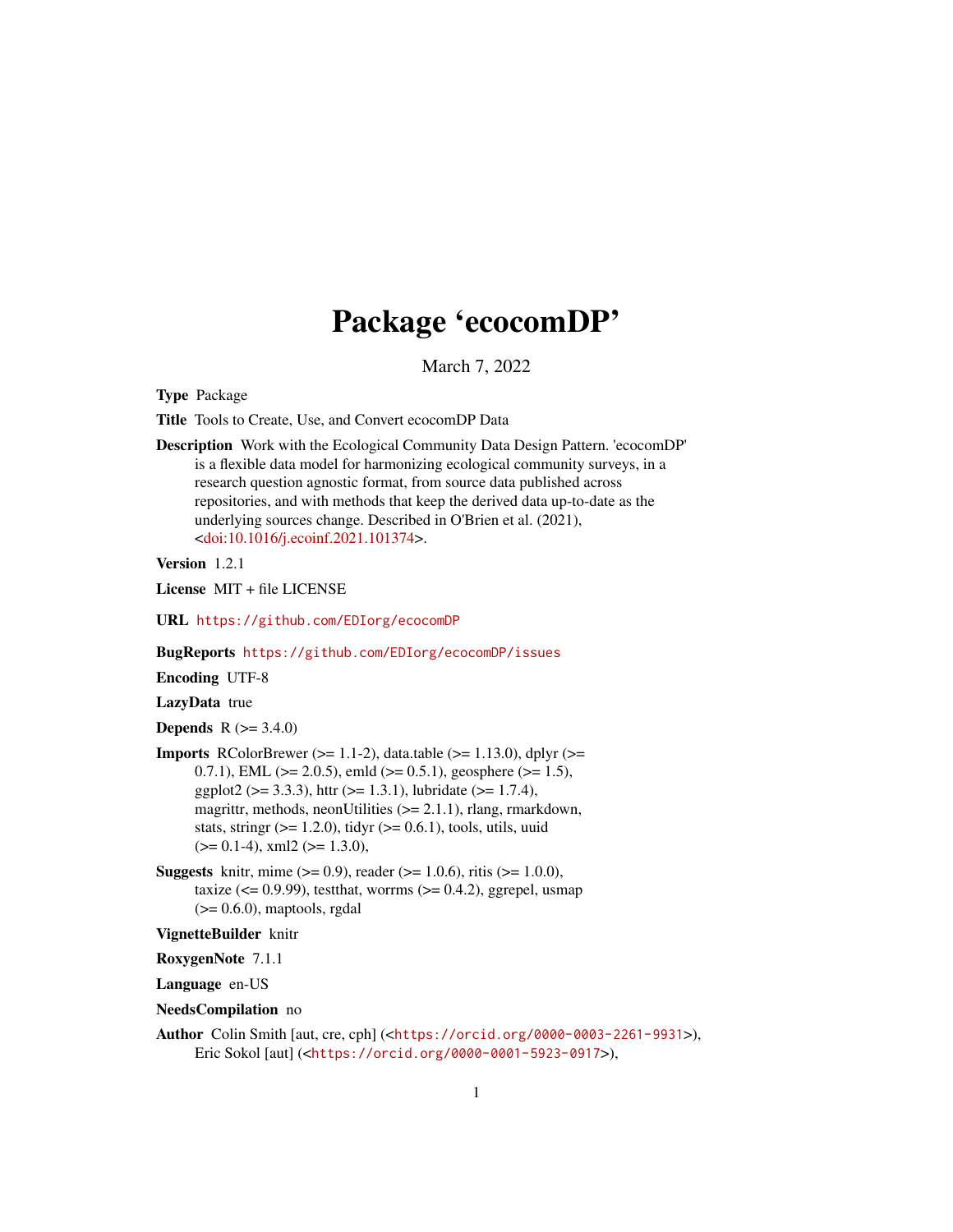# Package 'ecocomDP'

March 7, 2022

**Type** Package

**Title** Tools to Create, Use, and Convert ecocomDP Data

**Description** Work with the Ecological Community Data Design Pattern. 'ecocomDP' is a flexible data model for harmonizing ecological community surveys, in a research question agnostic format, from source data published across repositories, and with methods that keep the derived data up-to-date as the underlying sources change. Described in O'Brien et al. (2021), <doi:10.1016/j.ecoinf.2021.101374>.

**Version** 1.2.1

**License** MIT + file LICENSE

**URL** https://github.com/EDIorg/ecocomDP

**BugReports** https://github.com/EDIorg/ecocomDP/issues

**Encoding** UTF-8

**LazyData** true

**Depends** R (>= 3.4.0)

**Imports** RColorBrewer (>= 1.1-2), data.table (>= 1.13.0), dplyr (>= 0.7.1), EML (>= 2.0.5), emld (>= 0.5.1), geosphere (>= 1.5), ggplot2 (>= 3.3.3), httr (>= 1.3.1), lubridate (>= 1.7.4), magrittr, methods, neonUtilities (>= 2.1.1), rlang, rmarkdown, stats, stringr (>= 1.2.0), tidyr (>= 0.6.1), tools, utils, uuid (>= 0.1-4), xml2 (>= 1.3.0),

**Suggests** knitr, mime (>= 0.9), reader (>= 1.0.6), ritis (>= 1.0.0), taxize (<= 0.9.99), testthat, worrms (>= 0.4.2), ggrepel, usmap (>= 0.6.0), maptools, rgdal

**VignetteBuilder** knitr

**RoxygenNote** 7.1.1

**Language** en-US

**NeedsCompilation** no

**Author** Colin Smith [aut, cre, cph] (<https://orcid.org/0000-0003-2261-9931>), Eric Sokol [aut] (<https://orcid.org/0000-0001-5923-0917>),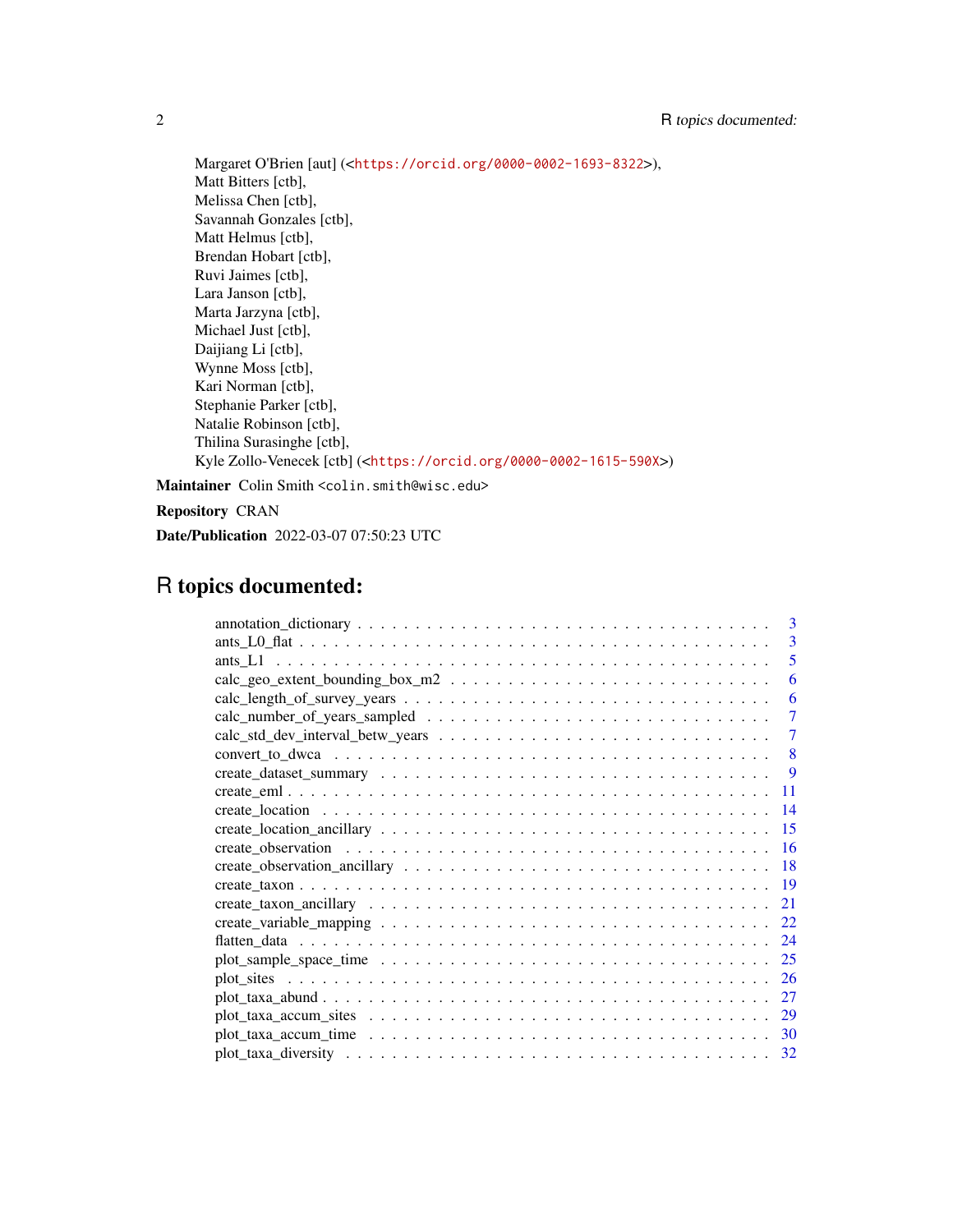Margaret O'Brien [aut] (<https://orcid.org/0000-0002-1693-8322>),
Matt Bitters [ctb],
Melissa Chen [ctb],
Savannah Gonzales [ctb],
Matt Helmus [ctb],
Brendan Hobart [ctb],
Ruvi Jaimes [ctb],
Lara Janson [ctb],
Marta Jarzyna [ctb],
Michael Just [ctb],
Daijiang Li [ctb],
Wynne Moss [ctb],
Kari Norman [ctb],
Stephanie Parker [ctb],
Natalie Robinson [ctb],
Thilina Surasinghe [ctb],
Kyle Zollo-Venecek [ctb] (<https://orcid.org/0000-0002-1615-590X>)

**Maintainer** Colin Smith <colin.smith@wisc.edu>

**Repository** CRAN

**Date/Publication** 2022-03-07 07:50:23 UTC

# R topics documented:

- annotation_dictionary . . . . . . . . . . . . . . . . . . . . . . . . . . . . . . . . . . . 3
- ants_L0_flat . . . . . . . . . . . . . . . . . . . . . . . . . . . . . . . . . . . . . . . . 3
- ants_L1 . . . . . . . . . . . . . . . . . . . . . . . . . . . . . . . . . . . . . . . . . . 5
- calc_geo_extent_bounding_box_m2 . . . . . . . . . . . . . . . . . . . . . . . . . . . 6
- calc_length_of_survey_years . . . . . . . . . . . . . . . . . . . . . . . . . . . . . . . 6
- calc_number_of_years_sampled . . . . . . . . . . . . . . . . . . . . . . . . . . . . . 7
- calc_std_dev_interval_betw_years . . . . . . . . . . . . . . . . . . . . . . . . . . . . 7
- convert_to_dwca . . . . . . . . . . . . . . . . . . . . . . . . . . . . . . . . . . . . . 8
- create_dataset_summary . . . . . . . . . . . . . . . . . . . . . . . . . . . . . . . . . 9
- create_eml . . . . . . . . . . . . . . . . . . . . . . . . . . . . . . . . . . . . . . . . 11
- create_location . . . . . . . . . . . . . . . . . . . . . . . . . . . . . . . . . . . . . . 14
- create_location_ancillary . . . . . . . . . . . . . . . . . . . . . . . . . . . . . . . . . 15
- create_observation . . . . . . . . . . . . . . . . . . . . . . . . . . . . . . . . . . . . 16
- create_observation_ancillary . . . . . . . . . . . . . . . . . . . . . . . . . . . . . . . 18
- create_taxon . . . . . . . . . . . . . . . . . . . . . . . . . . . . . . . . . . . . . . . 19
- create_taxon_ancillary . . . . . . . . . . . . . . . . . . . . . . . . . . . . . . . . . . 21
- create_variable_mapping . . . . . . . . . . . . . . . . . . . . . . . . . . . . . . . . . 22
- flatten_data . . . . . . . . . . . . . . . . . . . . . . . . . . . . . . . . . . . . . . . 24
- plot_sample_space_time . . . . . . . . . . . . . . . . . . . . . . . . . . . . . . . . . 25
- plot_sites . . . . . . . . . . . . . . . . . . . . . . . . . . . . . . . . . . . . . . . . . 26
- plot_taxa_abund . . . . . . . . . . . . . . . . . . . . . . . . . . . . . . . . . . . . . 27
- plot_taxa_accum_sites . . . . . . . . . . . . . . . . . . . . . . . . . . . . . . . . . . 29
- plot_taxa_accum_time . . . . . . . . . . . . . . . . . . . . . . . . . . . . . . . . . . 30
- plot_taxa_diversity . . . . . . . . . . . . . . . . . . . . . . . . . . . . . . . . . . . . 32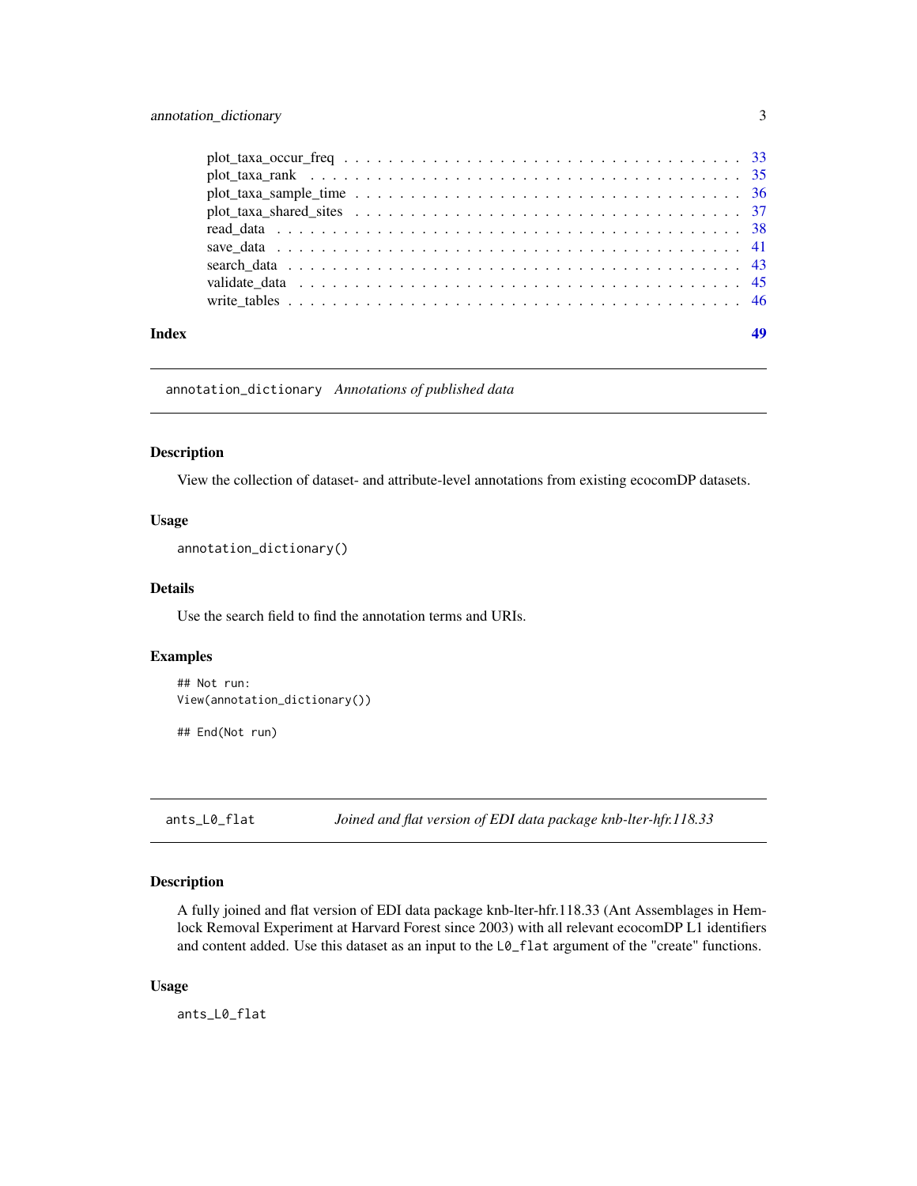plot_taxa_occur_freq . . . . . . . . . . . . . . . . . . . . . . . . . . . . . . . . . . 33
plot_taxa_rank . . . . . . . . . . . . . . . . . . . . . . . . . . . . . . . . . . . . . 35
plot_taxa_sample_time . . . . . . . . . . . . . . . . . . . . . . . . . . . . . . . . . . 36
plot_taxa_shared_sites . . . . . . . . . . . . . . . . . . . . . . . . . . . . . . . . . 37
read_data . . . . . . . . . . . . . . . . . . . . . . . . . . . . . . . . . . . . . . . . 38
save_data . . . . . . . . . . . . . . . . . . . . . . . . . . . . . . . . . . . . . . . . 41
search_data . . . . . . . . . . . . . . . . . . . . . . . . . . . . . . . . . . . . . . . 43
validate_data . . . . . . . . . . . . . . . . . . . . . . . . . . . . . . . . . . . . . . 45
write_tables . . . . . . . . . . . . . . . . . . . . . . . . . . . . . . . . . . . . . . . 46

**Index** **49**

---

## annotation_dictionary *Annotations of published data*

### Description

View the collection of dataset- and attribute-level annotations from existing ecocomDP datasets.

### Usage

```
annotation_dictionary()
```

### Details

Use the search field to find the annotation terms and URIs.

### Examples

```
## Not run:
View(annotation_dictionary())

## End(Not run)
```

---

## ants_L0_flat *Joined and flat version of EDI data package knb-lter-hfr.118.33*

### Description

A fully joined and flat version of EDI data package knb-lter-hfr.118.33 (Ant Assemblages in Hemlock Removal Experiment at Harvard Forest since 2003) with all relevant ecocomDP L1 identifiers and content added. Use this dataset as an input to the `L0_flat` argument of the "create" functions.

### Usage

```
ants_L0_flat
```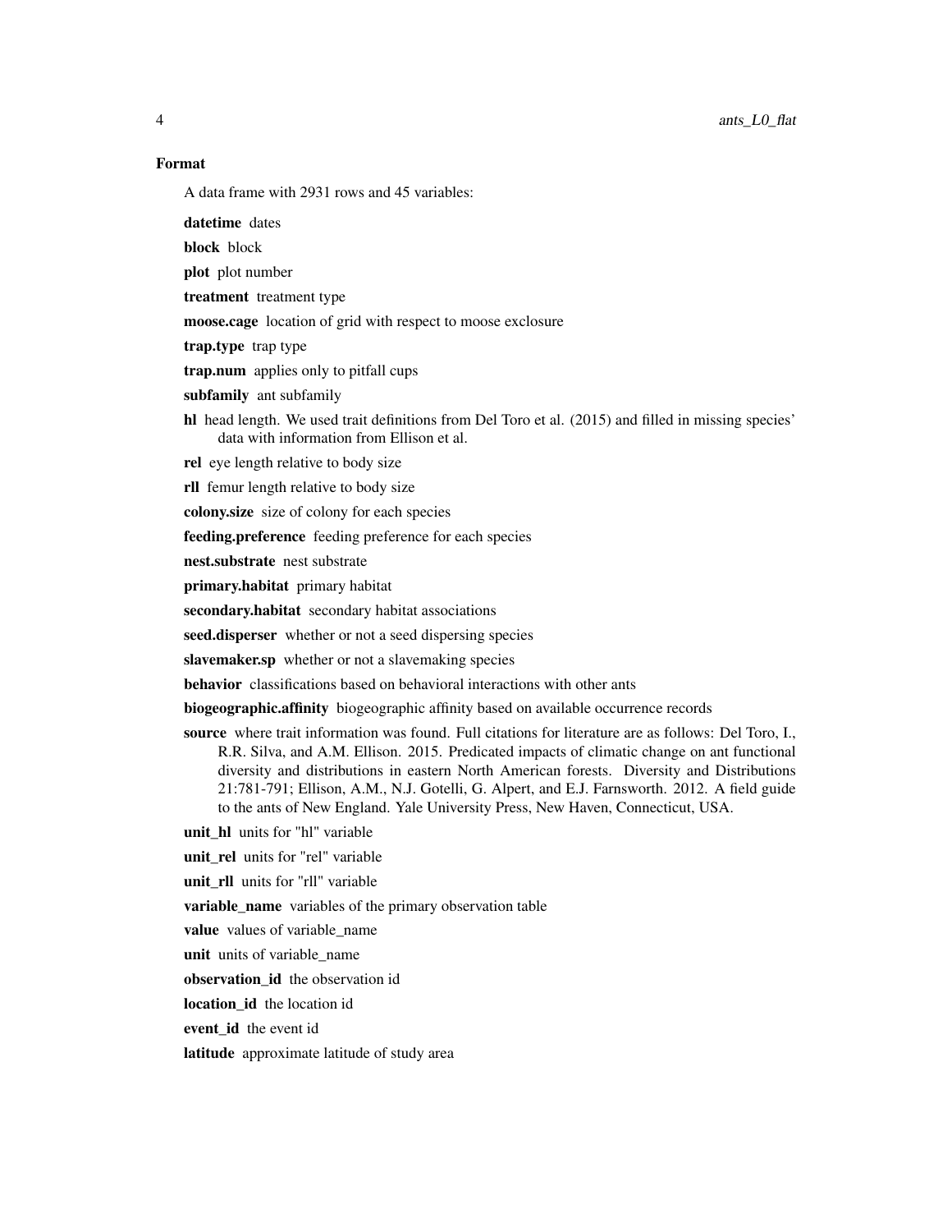## Format

A data frame with 2931 rows and 45 variables:

**datetime** dates

**block** block

**plot** plot number

**treatment** treatment type

**moose.cage** location of grid with respect to moose exclosure

**trap.type** trap type

**trap.num** applies only to pitfall cups

**subfamily** ant subfamily

**hl** head length. We used trait definitions from Del Toro et al. (2015) and filled in missing species' data with information from Ellison et al.

**rel** eye length relative to body size

**rll** femur length relative to body size

**colony.size** size of colony for each species

**feeding.preference** feeding preference for each species

**nest.substrate** nest substrate

**primary.habitat** primary habitat

**secondary.habitat** secondary habitat associations

**seed.disperser** whether or not a seed dispersing species

**slavemaker.sp** whether or not a slavemaking species

**behavior** classifications based on behavioral interactions with other ants

**biogeographic.affinity** biogeographic affinity based on available occurrence records

**source** where trait information was found. Full citations for literature are as follows: Del Toro, I., R.R. Silva, and A.M. Ellison. 2015. Predicated impacts of climatic change on ant functional diversity and distributions in eastern North American forests. Diversity and Distributions 21:781-791; Ellison, A.M., N.J. Gotelli, G. Alpert, and E.J. Farnsworth. 2012. A field guide to the ants of New England. Yale University Press, New Haven, Connecticut, USA.

**unit_hl** units for "hl" variable

**unit_rel** units for "rel" variable

**unit_rll** units for "rll" variable

**variable_name** variables of the primary observation table

**value** values of variable_name

**unit** units of variable_name

**observation_id** the observation id

**location_id** the location id

**event_id** the event id

**latitude** approximate latitude of study area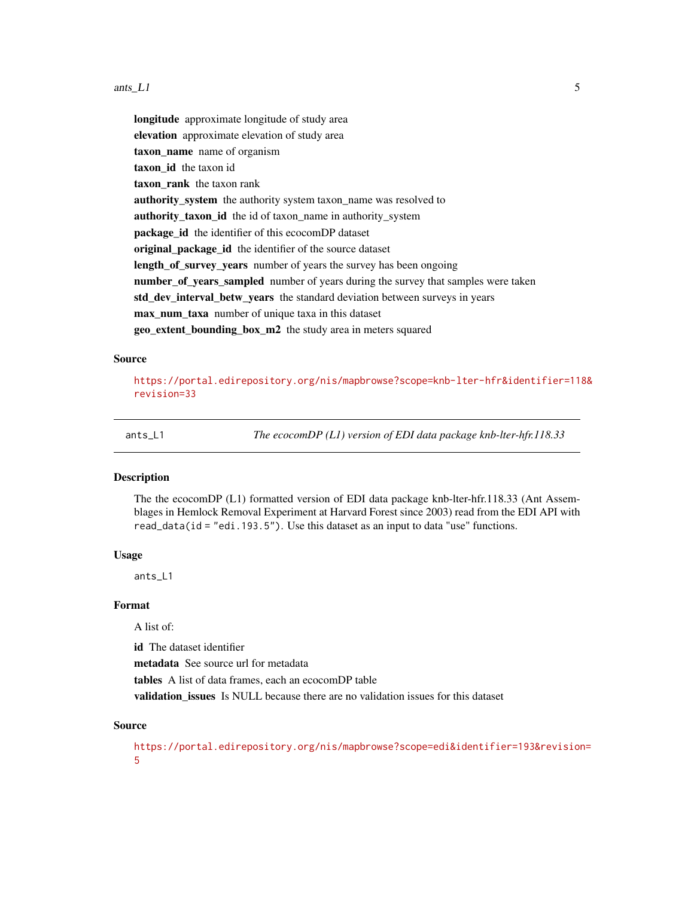**longitude** approximate longitude of study area

**elevation** approximate elevation of study area

**taxon_name** name of organism

**taxon_id** the taxon id

**taxon_rank** the taxon rank

**authority_system** the authority system taxon_name was resolved to

**authority_taxon_id** the id of taxon_name in authority_system

**package_id** the identifier of this ecocomDP dataset

**original_package_id** the identifier of the source dataset

**length_of_survey_years** number of years the survey has been ongoing

**number_of_years_sampled** number of years during the survey that samples were taken

**std_dev_interval_betw_years** the standard deviation between surveys in years

**max_num_taxa** number of unique taxa in this dataset

**geo_extent_bounding_box_m2** the study area in meters squared

### Source

https://portal.edirepository.org/nis/mapbrowse?scope=knb-lter-hfr&identifier=118&revision=33

---

## ants_L1 — *The ecocomDP (L1) version of EDI data package knb-lter-hfr.118.33*

### Description

The the ecocomDP (L1) formatted version of EDI data package knb-lter-hfr.118.33 (Ant Assemblages in Hemlock Removal Experiment at Harvard Forest since 2003) read from the EDI API with `read_data(id = "edi.193.5")`. Use this dataset as an input to data "use" functions.

### Usage

```
ants_L1
```

### Format

A list of:

**id** The dataset identifier

**metadata** See source url for metadata

**tables** A list of data frames, each an ecocomDP table

**validation_issues** Is NULL because there are no validation issues for this dataset

### Source

https://portal.edirepository.org/nis/mapbrowse?scope=edi&identifier=193&revision=5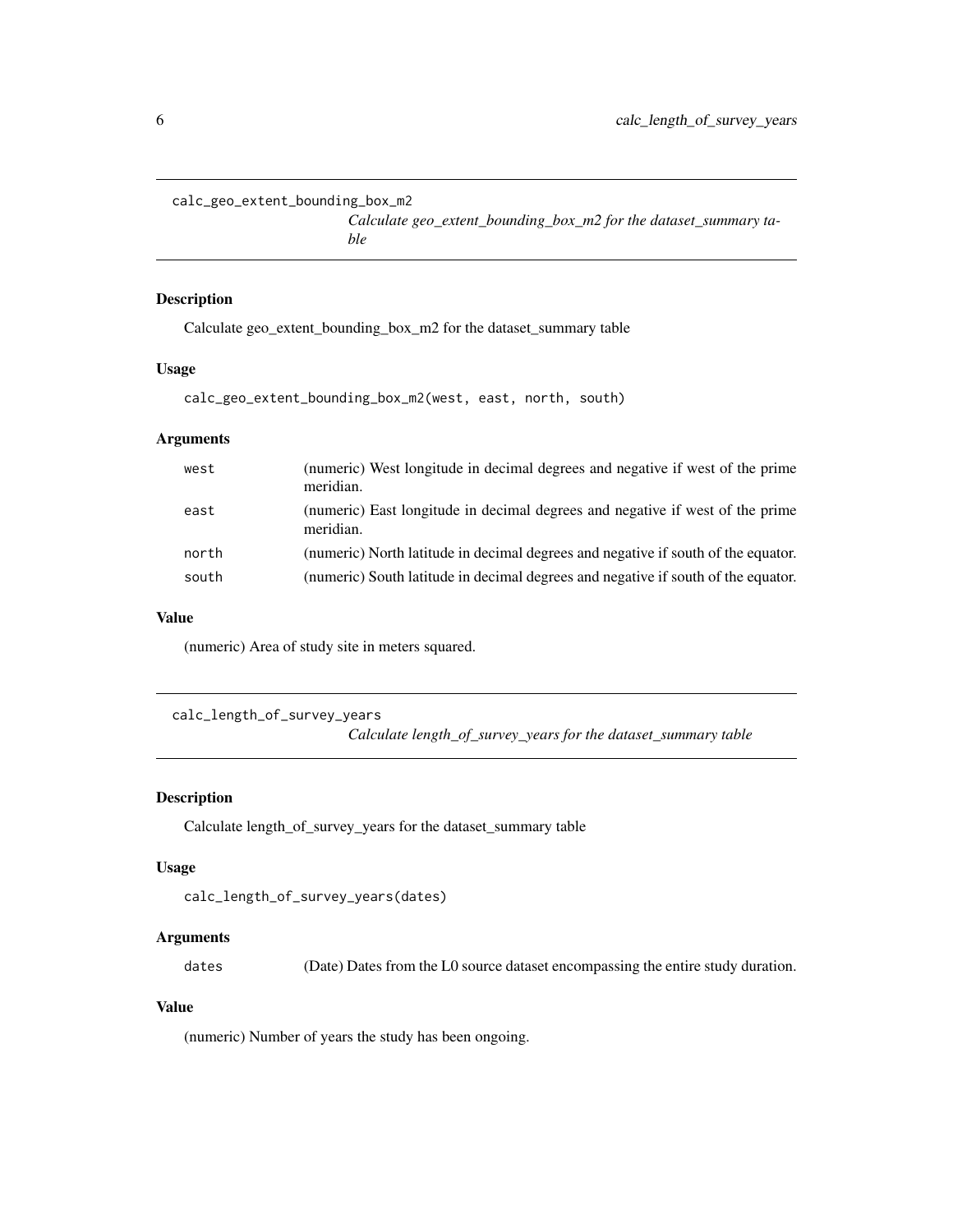## calc_geo_extent_bounding_box_m2

*Calculate geo_extent_bounding_box_m2 for the dataset_summary table*

### Description

Calculate geo_extent_bounding_box_m2 for the dataset_summary table

### Usage

```
calc_geo_extent_bounding_box_m2(west, east, north, south)
```

### Arguments

| | |
|---|---|
| west | (numeric) West longitude in decimal degrees and negative if west of the prime meridian. |
| east | (numeric) East longitude in decimal degrees and negative if west of the prime meridian. |
| north | (numeric) North latitude in decimal degrees and negative if south of the equator. |
| south | (numeric) South latitude in decimal degrees and negative if south of the equator. |

### Value

(numeric) Area of study site in meters squared.

## calc_length_of_survey_years

*Calculate length_of_survey_years for the dataset_summary table*

### Description

Calculate length_of_survey_years for the dataset_summary table

### Usage

```
calc_length_of_survey_years(dates)
```

### Arguments

| | |
|---|---|
| dates | (Date) Dates from the L0 source dataset encompassing the entire study duration. |

### Value

(numeric) Number of years the study has been ongoing.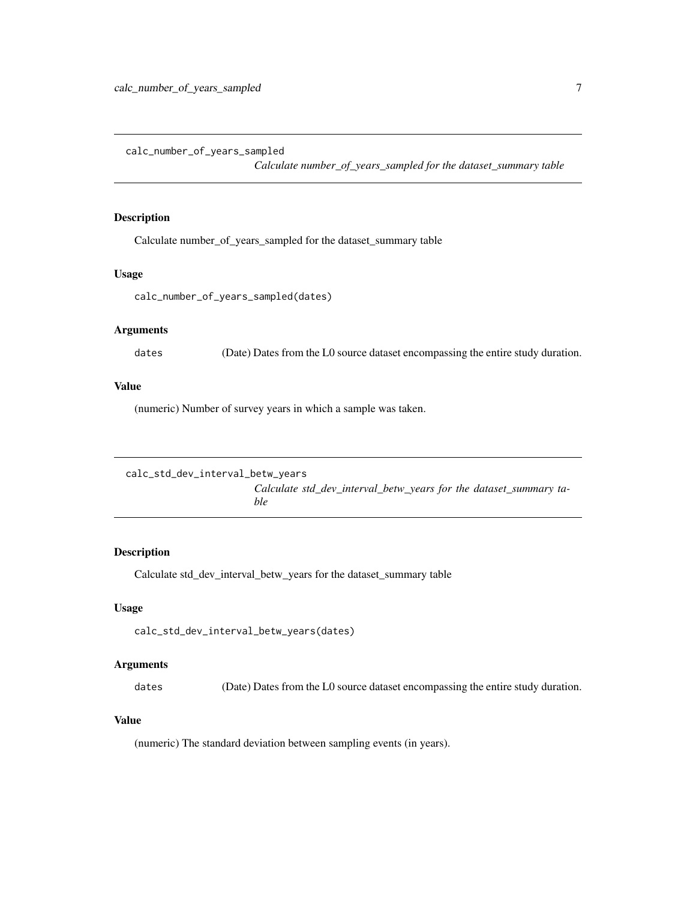## calc_number_of_years_sampled

*Calculate number_of_years_sampled for the dataset_summary table*

### Description

Calculate number_of_years_sampled for the dataset_summary table

### Usage

```
calc_number_of_years_sampled(dates)
```

### Arguments

| | |
|---|---|
| dates | (Date) Dates from the L0 source dataset encompassing the entire study duration. |

### Value

(numeric) Number of survey years in which a sample was taken.

## calc_std_dev_interval_betw_years

*Calculate std_dev_interval_betw_years for the dataset_summary table*

### Description

Calculate std_dev_interval_betw_years for the dataset_summary table

### Usage

```
calc_std_dev_interval_betw_years(dates)
```

### Arguments

| | |
|---|---|
| dates | (Date) Dates from the L0 source dataset encompassing the entire study duration. |

### Value

(numeric) The standard deviation between sampling events (in years).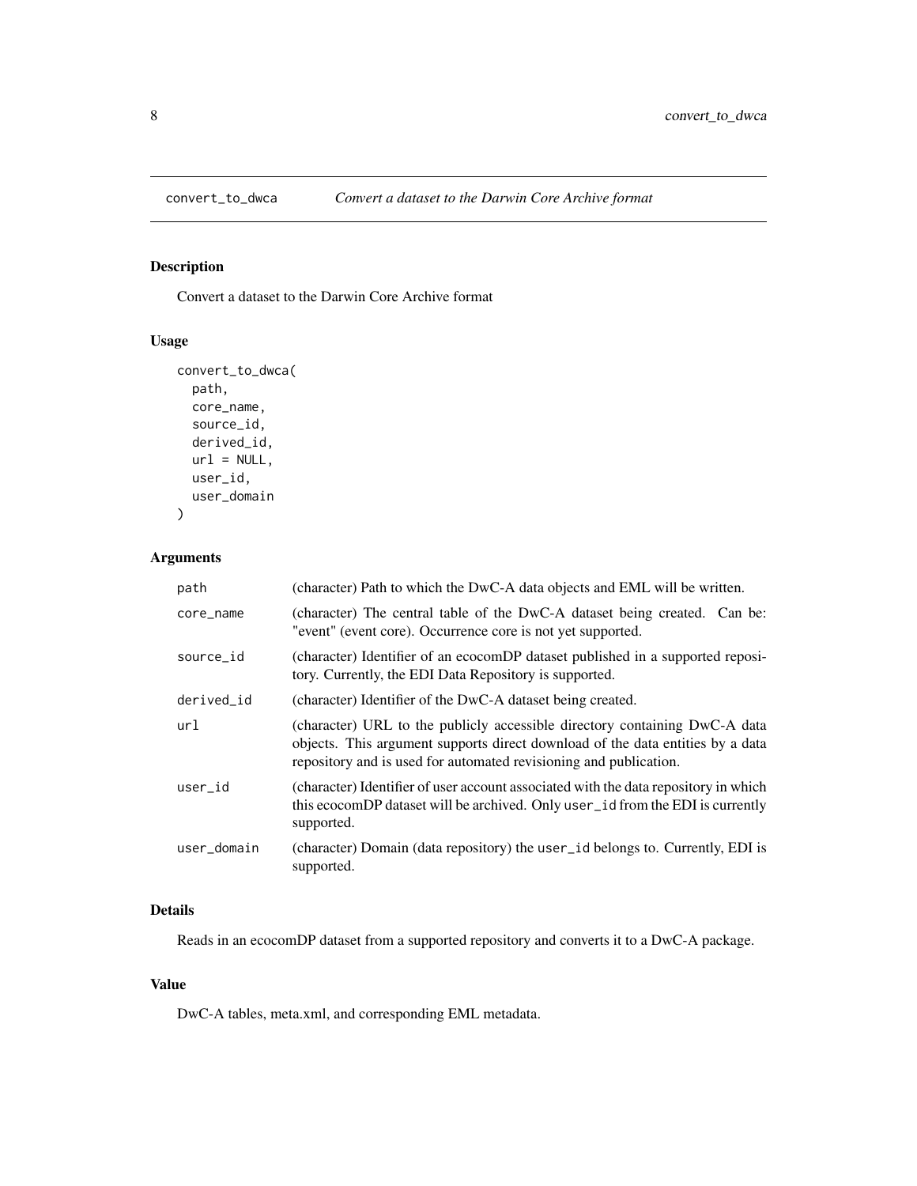## convert_to_dwca — *Convert a dataset to the Darwin Core Archive format*

### Description

Convert a dataset to the Darwin Core Archive format

### Usage

```
convert_to_dwca(
  path,
  core_name,
  source_id,
  derived_id,
  url = NULL,
  user_id,
  user_domain
)
```

### Arguments

| Argument | Description |
|---|---|
| path | (character) Path to which the DwC-A data objects and EML will be written. |
| core_name | (character) The central table of the DwC-A dataset being created. Can be: "event" (event core). Occurrence core is not yet supported. |
| source_id | (character) Identifier of an ecocomDP dataset published in a supported repository. Currently, the EDI Data Repository is supported. |
| derived_id | (character) Identifier of the DwC-A dataset being created. |
| url | (character) URL to the publicly accessible directory containing DwC-A data objects. This argument supports direct download of the data entities by a data repository and is used for automated revisioning and publication. |
| user_id | (character) Identifier of user account associated with the data repository in which this ecocomDP dataset will be archived. Only `user_id` from the EDI is currently supported. |
| user_domain | (character) Domain (data repository) the `user_id` belongs to. Currently, EDI is supported. |

### Details

Reads in an ecocomDP dataset from a supported repository and converts it to a DwC-A package.

### Value

DwC-A tables, meta.xml, and corresponding EML metadata.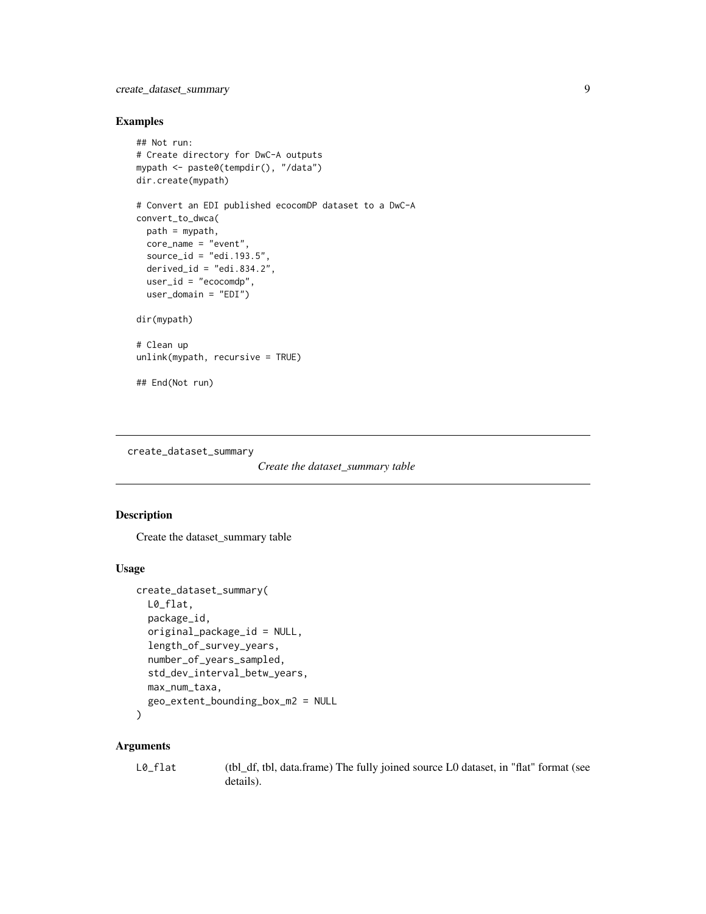## Examples

```
## Not run:
# Create directory for DwC-A outputs
mypath <- paste0(tempdir(), "/data")
dir.create(mypath)

# Convert an EDI published ecocomDP dataset to a DwC-A
convert_to_dwca(
  path = mypath,
  core_name = "event",
  source_id = "edi.193.5",
  derived_id = "edi.834.2",
  user_id = "ecocomdp",
  user_domain = "EDI")

dir(mypath)

# Clean up
unlink(mypath, recursive = TRUE)

## End(Not run)
```

---

# create_dataset_summary

*Create the dataset_summary table*

---

## Description

Create the dataset_summary table

## Usage

```
create_dataset_summary(
  L0_flat,
  package_id,
  original_package_id = NULL,
  length_of_survey_years,
  number_of_years_sampled,
  std_dev_interval_betw_years,
  max_num_taxa,
  geo_extent_bounding_box_m2 = NULL
)
```

## Arguments

| | |
|---|---|
| `L0_flat` | (tbl_df, tbl, data.frame) The fully joined source L0 dataset, in "flat" format (see details). |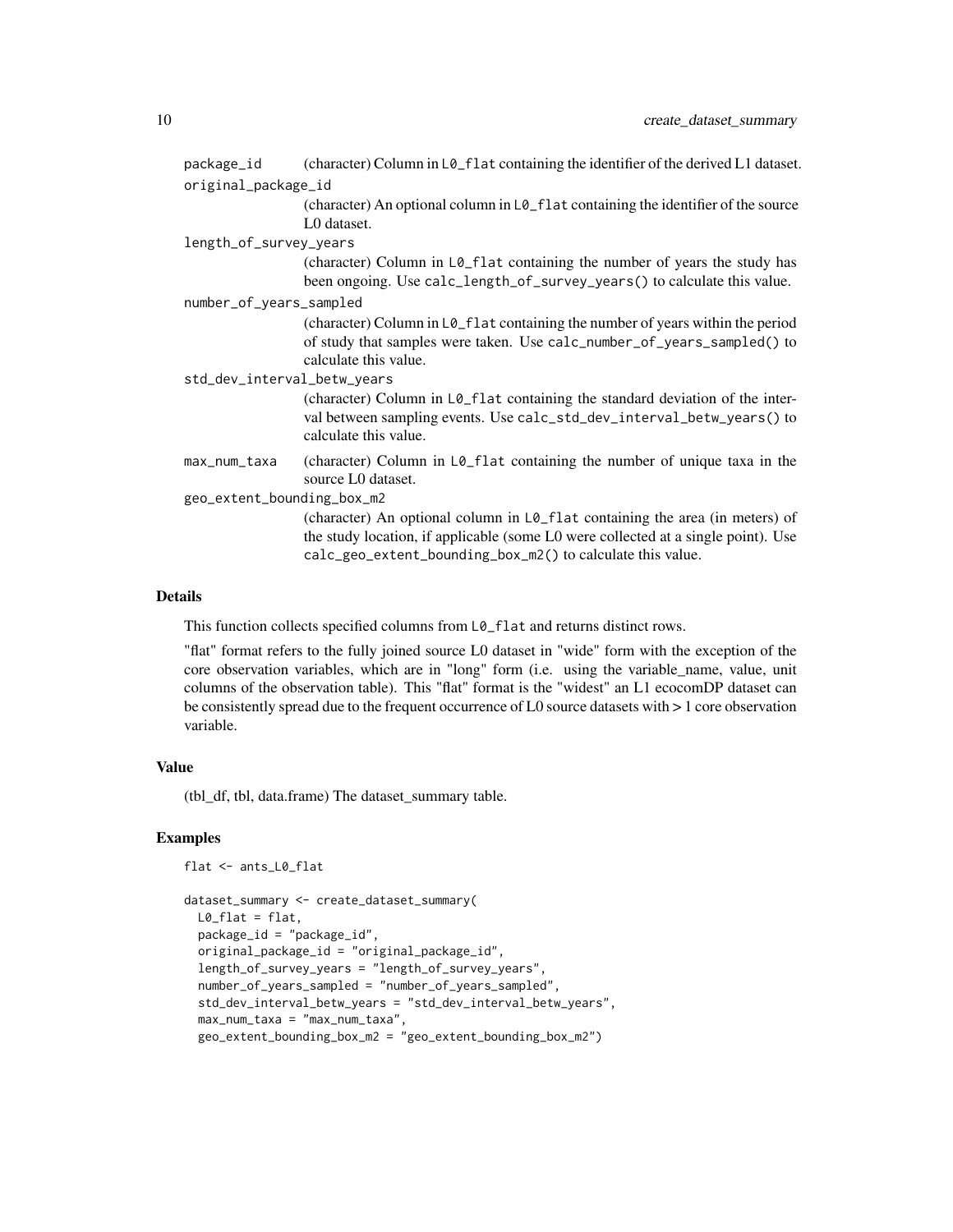`package_id` (character) Column in `L0_flat` containing the identifier of the derived L1 dataset.

`original_package_id`
: (character) An optional column in `L0_flat` containing the identifier of the source L0 dataset.

`length_of_survey_years`
: (character) Column in `L0_flat` containing the number of years the study has been ongoing. Use `calc_length_of_survey_years()` to calculate this value.

`number_of_years_sampled`
: (character) Column in `L0_flat` containing the number of years within the period of study that samples were taken. Use `calc_number_of_years_sampled()` to calculate this value.

`std_dev_interval_betw_years`
: (character) Column in `L0_flat` containing the standard deviation of the interval between sampling events. Use `calc_std_dev_interval_betw_years()` to calculate this value.

`max_num_taxa` (character) Column in `L0_flat` containing the number of unique taxa in the source L0 dataset.

`geo_extent_bounding_box_m2`
: (character) An optional column in `L0_flat` containing the area (in meters) of the study location, if applicable (some L0 were collected at a single point). Use `calc_geo_extent_bounding_box_m2()` to calculate this value.

## Details

This function collects specified columns from `L0_flat` and returns distinct rows.

"flat" format refers to the fully joined source L0 dataset in "wide" form with the exception of the core observation variables, which are in "long" form (i.e. using the variable_name, value, unit columns of the observation table). This "flat" format is the "widest" an L1 ecocomDP dataset can be consistently spread due to the frequent occurrence of L0 source datasets with > 1 core observation variable.

## Value

(tbl_df, tbl, data.frame) The dataset_summary table.

## Examples

```
flat <- ants_L0_flat

dataset_summary <- create_dataset_summary(
  L0_flat = flat,
  package_id = "package_id",
  original_package_id = "original_package_id",
  length_of_survey_years = "length_of_survey_years",
  number_of_years_sampled = "number_of_years_sampled",
  std_dev_interval_betw_years = "std_dev_interval_betw_years",
  max_num_taxa = "max_num_taxa",
  geo_extent_bounding_box_m2 = "geo_extent_bounding_box_m2")
```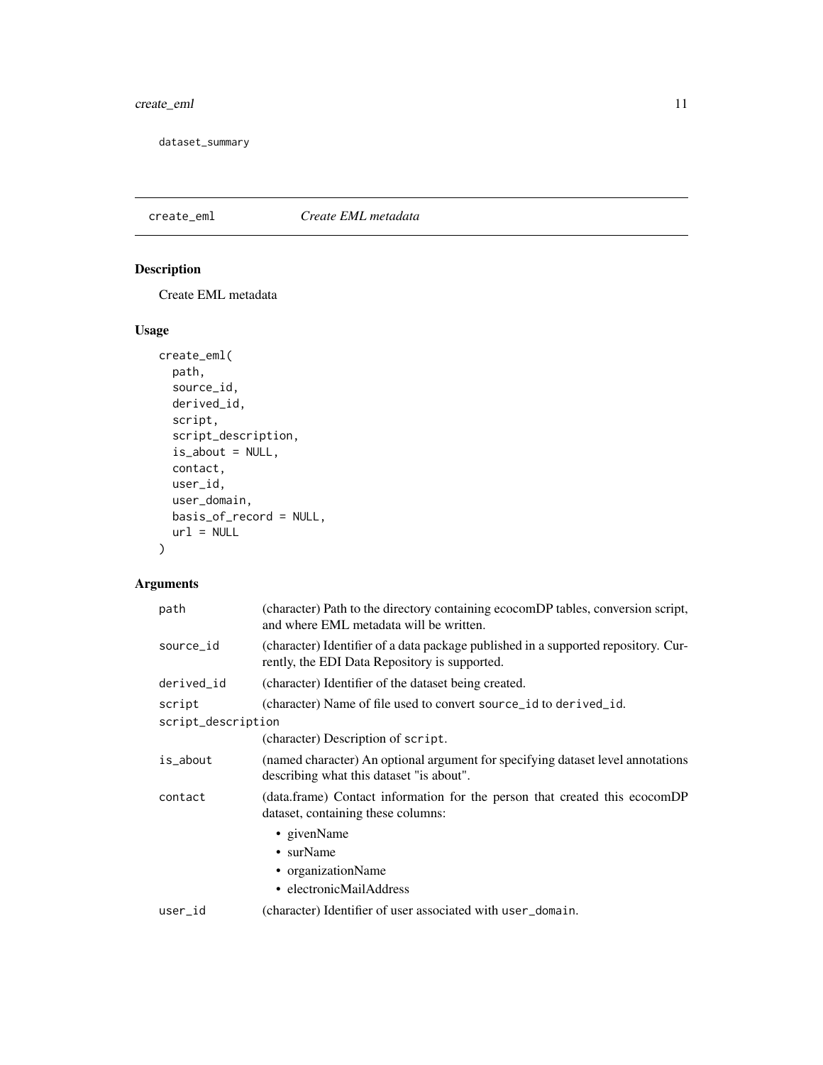dataset_summary

## create_eml    *Create EML metadata*

### Description

Create EML metadata

### Usage

```
create_eml(
  path,
  source_id,
  derived_id,
  script,
  script_description,
  is_about = NULL,
  contact,
  user_id,
  user_domain,
  basis_of_record = NULL,
  url = NULL
)
```

### Arguments

| | |
|---|---|
| path | (character) Path to the directory containing ecocomDP tables, conversion script, and where EML metadata will be written. |
| source_id | (character) Identifier of a data package published in a supported repository. Currently, the EDI Data Repository is supported. |
| derived_id | (character) Identifier of the dataset being created. |
| script | (character) Name of file used to convert `source_id` to `derived_id`. |
| script_description | (character) Description of `script`. |
| is_about | (named character) An optional argument for specifying dataset level annotations describing what this dataset "is about". |
| contact | (data.frame) Contact information for the person that created this ecocomDP dataset, containing these columns: <br>• givenName <br>• surName <br>• organizationName <br>• electronicMailAddress |
| user_id | (character) Identifier of user associated with `user_domain`. |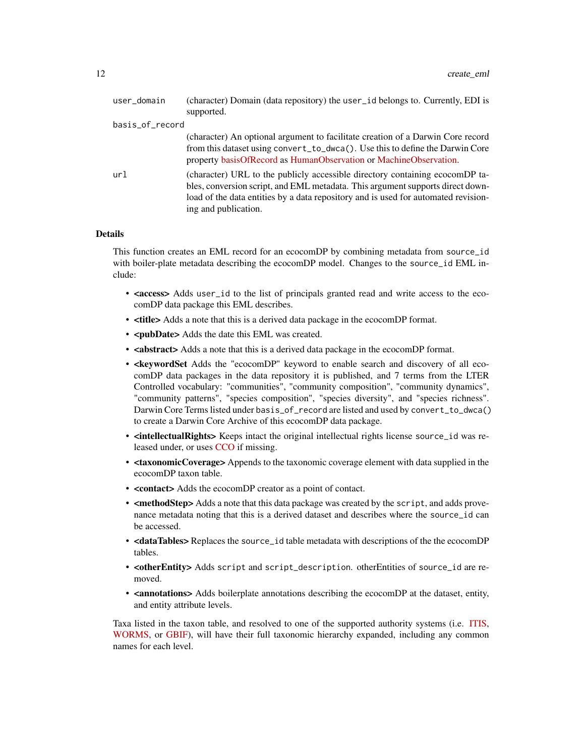| | |
|---|---|
| `user_domain` | (character) Domain (data repository) the `user_id` belongs to. Currently, EDI is supported. |
| `basis_of_record` | (character) An optional argument to facilitate creation of a Darwin Core record from this dataset using `convert_to_dwca()`. Use this to define the Darwin Core property basisOfRecord as HumanObservation or MachineObservation. |
| `url` | (character) URL to the publicly accessible directory containing ecocomDP tables, conversion script, and EML metadata. This argument supports direct download of the data entities by a data repository and is used for automated revisioning and publication. |

## Details

This function creates an EML record for an ecocomDP by combining metadata from `source_id` with boiler-plate metadata describing the ecocomDP model. Changes to the `source_id` EML include:

- **<access>** Adds `user_id` to the list of principals granted read and write access to the ecocomDP data package this EML describes.
- **<title>** Adds a note that this is a derived data package in the ecocomDP format.
- **<pubDate>** Adds the date this EML was created.
- **<abstract>** Adds a note that this is a derived data package in the ecocomDP format.
- **<keywordSet** Adds the "ecocomDP" keyword to enable search and discovery of all ecocomDP data packages in the data repository it is published, and 7 terms from the LTER Controlled vocabulary: "communities", "community composition", "community dynamics", "community patterns", "species composition", "species diversity", and "species richness". Darwin Core Terms listed under `basis_of_record` are listed and used by `convert_to_dwca()` to create a Darwin Core Archive of this ecocomDP data package.
- **<intellectualRights>** Keeps intact the original intellectual rights license `source_id` was released under, or uses CCO if missing.
- **<taxonomicCoverage>** Appends to the taxonomic coverage element with data supplied in the ecocomDP taxon table.
- **<contact>** Adds the ecocomDP creator as a point of contact.
- **<methodStep>** Adds a note that this data package was created by the `script`, and adds provenance metadata noting that this is a derived dataset and describes where the `source_id` can be accessed.
- **<dataTables>** Replaces the `source_id` table metadata with descriptions of the the ecocomDP tables.
- **<otherEntity>** Adds `script` and `script_description`. otherEntities of `source_id` are removed.
- **<annotations>** Adds boilerplate annotations describing the ecocomDP at the dataset, entity, and entity attribute levels.

Taxa listed in the taxon table, and resolved to one of the supported authority systems (i.e. ITIS, WORMS, or GBIF), will have their full taxonomic hierarchy expanded, including any common names for each level.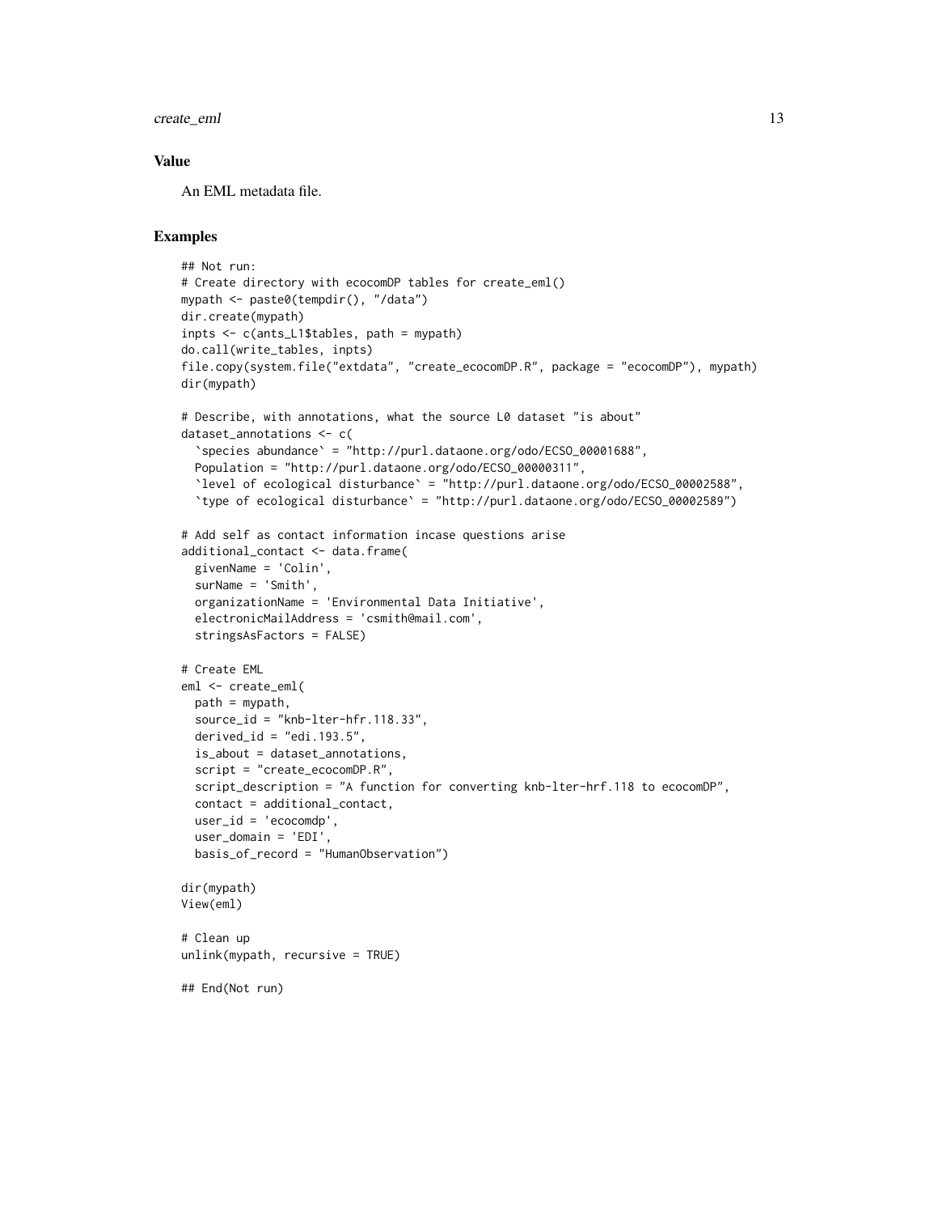## Value

An EML metadata file.

## Examples

```
## Not run:
# Create directory with ecocomDP tables for create_eml()
mypath <- paste0(tempdir(), "/data")
dir.create(mypath)
inpts <- c(ants_L1$tables, path = mypath)
do.call(write_tables, inpts)
file.copy(system.file("extdata", "create_ecocomDP.R", package = "ecocomDP"), mypath)
dir(mypath)

# Describe, with annotations, what the source L0 dataset "is about"
dataset_annotations <- c(
  `species abundance` = "http://purl.dataone.org/odo/ECSO_00001688",
  Population = "http://purl.dataone.org/odo/ECSO_00000311",
  `level of ecological disturbance` = "http://purl.dataone.org/odo/ECSO_00002588",
  `type of ecological disturbance` = "http://purl.dataone.org/odo/ECSO_00002589")

# Add self as contact information incase questions arise
additional_contact <- data.frame(
  givenName = 'Colin',
  surName = 'Smith',
  organizationName = 'Environmental Data Initiative',
  electronicMailAddress = 'csmith@mail.com',
  stringsAsFactors = FALSE)

# Create EML
eml <- create_eml(
  path = mypath,
  source_id = "knb-lter-hfr.118.33",
  derived_id = "edi.193.5",
  is_about = dataset_annotations,
  script = "create_ecocomDP.R",
  script_description = "A function for converting knb-lter-hrf.118 to ecocomDP",
  contact = additional_contact,
  user_id = 'ecocomdp',
  user_domain = 'EDI',
  basis_of_record = "HumanObservation")

dir(mypath)
View(eml)

# Clean up
unlink(mypath, recursive = TRUE)

## End(Not run)
```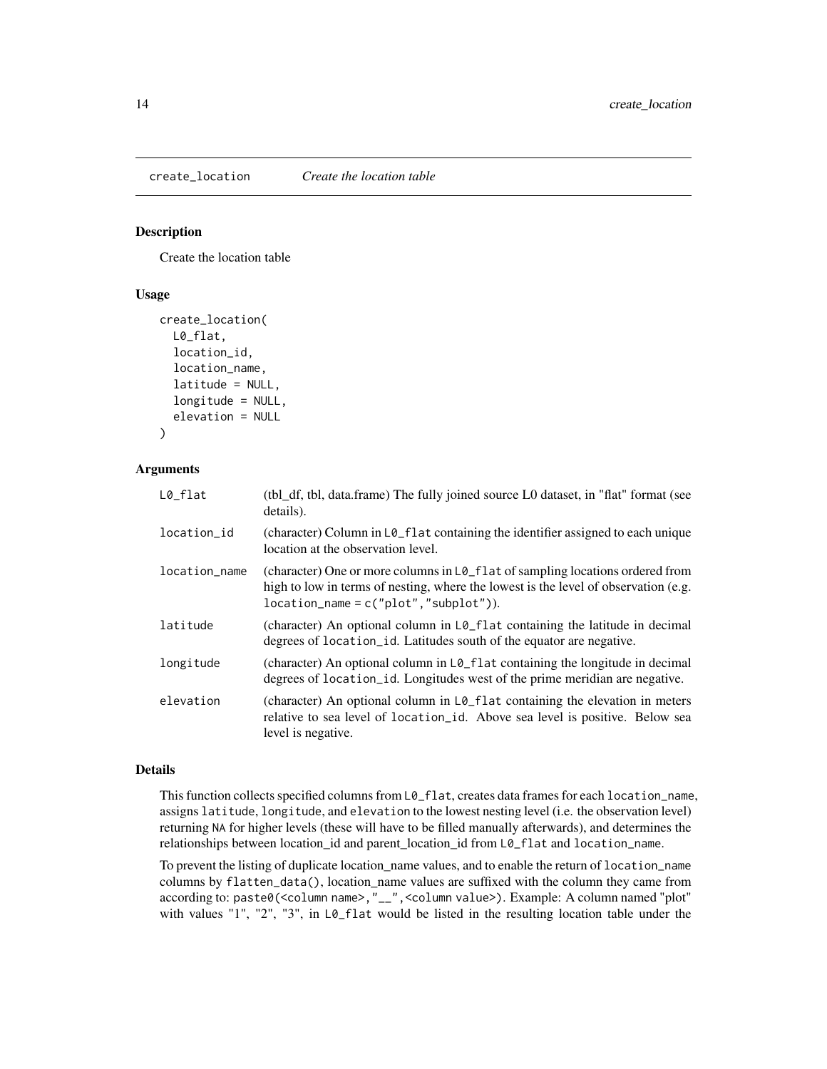## create_location *Create the location table*

### Description

Create the location table

### Usage

```
create_location(
  L0_flat,
  location_id,
  location_name,
  latitude = NULL,
  longitude = NULL,
  elevation = NULL
)
```

### Arguments

| | |
|---|---|
| `L0_flat` | (tbl_df, tbl, data.frame) The fully joined source L0 dataset, in "flat" format (see details). |
| `location_id` | (character) Column in `L0_flat` containing the identifier assigned to each unique location at the observation level. |
| `location_name` | (character) One or more columns in `L0_flat` of sampling locations ordered from high to low in terms of nesting, where the lowest is the level of observation (e.g. `location_name = c("plot","subplot")`). |
| `latitude` | (character) An optional column in `L0_flat` containing the latitude in decimal degrees of `location_id`. Latitudes south of the equator are negative. |
| `longitude` | (character) An optional column in `L0_flat` containing the longitude in decimal degrees of `location_id`. Longitudes west of the prime meridian are negative. |
| `elevation` | (character) An optional column in `L0_flat` containing the elevation in meters relative to sea level of `location_id`. Above sea level is positive. Below sea level is negative. |

### Details

This function collects specified columns from `L0_flat`, creates data frames for each `location_name`, assigns `latitude`, `longitude`, and `elevation` to the lowest nesting level (i.e. the observation level) returning `NA` for higher levels (these will have to be filled manually afterwards), and determines the relationships between location_id and parent_location_id from `L0_flat` and `location_name`.

To prevent the listing of duplicate location_name values, and to enable the return of `location_name` columns by `flatten_data()`, location_name values are suffixed with the column they came from according to: `paste0(<column name>,"__",<column value>)`. Example: A column named "plot" with values "1", "2", "3", in `L0_flat` would be listed in the resulting location table under the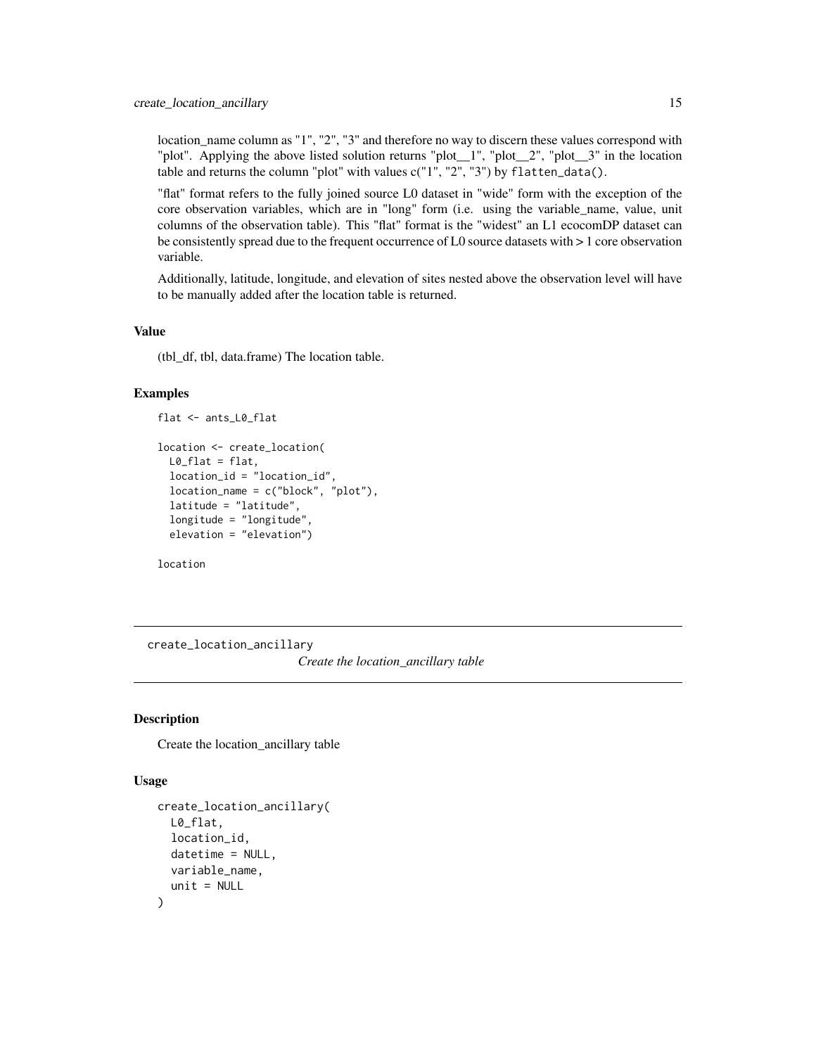location_name column as "1", "2", "3" and therefore no way to discern these values correspond with "plot". Applying the above listed solution returns "plot__1", "plot__2", "plot__3" in the location table and returns the column "plot" with values c("1", "2", "3") by `flatten_data()`.

"flat" format refers to the fully joined source L0 dataset in "wide" form with the exception of the core observation variables, which are in "long" form (i.e. using the variable_name, value, unit columns of the observation table). This "flat" format is the "widest" an L1 ecocomDP dataset can be consistently spread due to the frequent occurrence of L0 source datasets with > 1 core observation variable.

Additionally, latitude, longitude, and elevation of sites nested above the observation level will have to be manually added after the location table is returned.

### Value

(tbl_df, tbl, data.frame) The location table.

### Examples

```
flat <- ants_L0_flat

location <- create_location(
  L0_flat = flat,
  location_id = "location_id",
  location_name = c("block", "plot"),
  latitude = "latitude",
  longitude = "longitude",
  elevation = "elevation")

location
```

---

## create_location_ancillary — *Create the location_ancillary table*

### Description

Create the location_ancillary table

### Usage

```
create_location_ancillary(
  L0_flat,
  location_id,
  datetime = NULL,
  variable_name,
  unit = NULL
)
```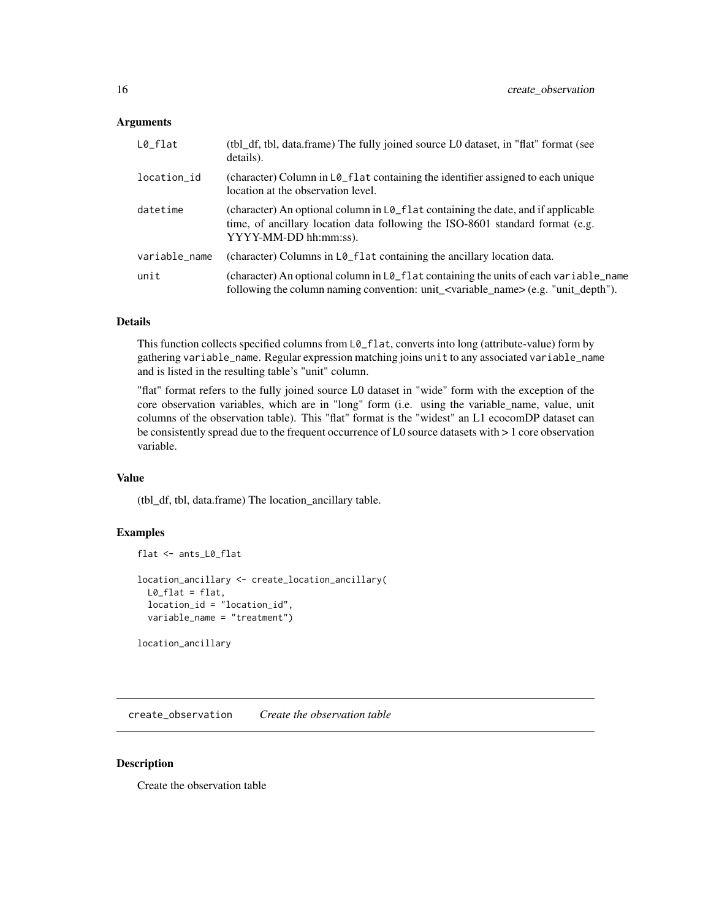## Arguments

| | |
|---|---|
| `L0_flat` | (tbl_df, tbl, data.frame) The fully joined source L0 dataset, in "flat" format (see details). |
| `location_id` | (character) Column in `L0_flat` containing the identifier assigned to each unique location at the observation level. |
| `datetime` | (character) An optional column in `L0_flat` containing the date, and if applicable time, of ancillary location data following the ISO-8601 standard format (e.g. YYYY-MM-DD hh:mm:ss). |
| `variable_name` | (character) Columns in `L0_flat` containing the ancillary location data. |
| `unit` | (character) An optional column in `L0_flat` containing the units of each `variable_name` following the column naming convention: unit_<variable_name> (e.g. "unit_depth"). |

## Details

This function collects specified columns from `L0_flat`, converts into long (attribute-value) form by gathering `variable_name`. Regular expression matching joins `unit` to any associated `variable_name` and is listed in the resulting table's "unit" column.

"flat" format refers to the fully joined source L0 dataset in "wide" form with the exception of the core observation variables, which are in "long" form (i.e. using the variable_name, value, unit columns of the observation table). This "flat" format is the "widest" an L1 ecocomDP dataset can be consistently spread due to the frequent occurrence of L0 source datasets with > 1 core observation variable.

## Value

(tbl_df, tbl, data.frame) The location_ancillary table.

## Examples

```
flat <- ants_L0_flat

location_ancillary <- create_location_ancillary(
  L0_flat = flat,
  location_id = "location_id",
  variable_name = "treatment")

location_ancillary
```

---

# `create_observation` *Create the observation table*

## Description

Create the observation table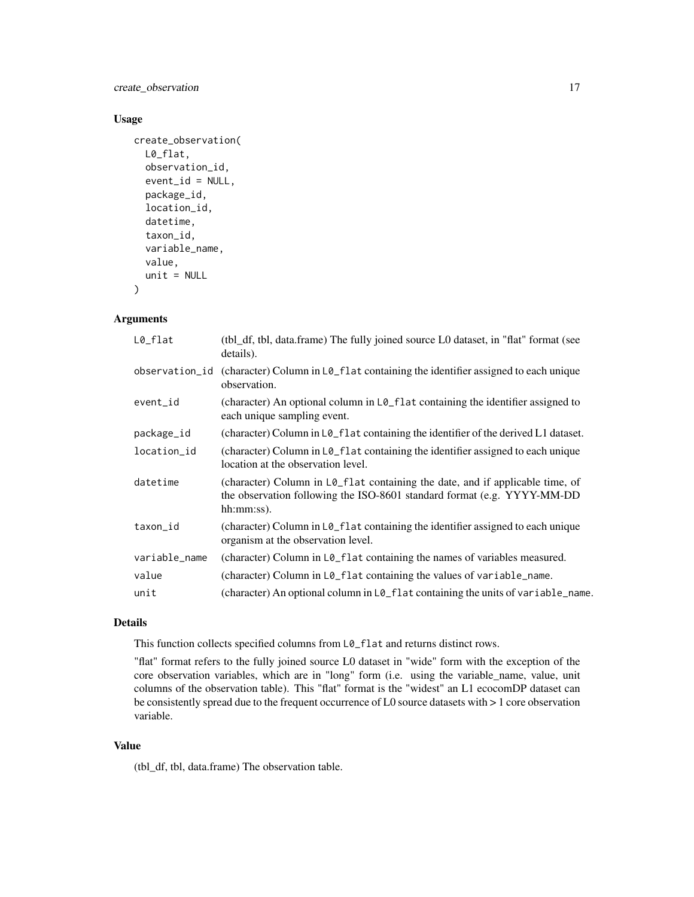## Usage

```
create_observation(
  L0_flat,
  observation_id,
  event_id = NULL,
  package_id,
  location_id,
  datetime,
  taxon_id,
  variable_name,
  value,
  unit = NULL
)
```

## Arguments

| | |
|---|---|
| L0_flat | (tbl_df, tbl, data.frame) The fully joined source L0 dataset, in "flat" format (see details). |
| observation_id | (character) Column in L0_flat containing the identifier assigned to each unique observation. |
| event_id | (character) An optional column in L0_flat containing the identifier assigned to each unique sampling event. |
| package_id | (character) Column in L0_flat containing the identifier of the derived L1 dataset. |
| location_id | (character) Column in L0_flat containing the identifier assigned to each unique location at the observation level. |
| datetime | (character) Column in L0_flat containing the date, and if applicable time, of the observation following the ISO-8601 standard format (e.g. YYYY-MM-DD hh:mm:ss). |
| taxon_id | (character) Column in L0_flat containing the identifier assigned to each unique organism at the observation level. |
| variable_name | (character) Column in L0_flat containing the names of variables measured. |
| value | (character) Column in L0_flat containing the values of variable_name. |
| unit | (character) An optional column in L0_flat containing the units of variable_name. |

## Details

This function collects specified columns from L0_flat and returns distinct rows.

"flat" format refers to the fully joined source L0 dataset in "wide" form with the exception of the core observation variables, which are in "long" form (i.e. using the variable_name, value, unit columns of the observation table). This "flat" format is the "widest" an L1 ecocomDP dataset can be consistently spread due to the frequent occurrence of L0 source datasets with > 1 core observation variable.

## Value

(tbl_df, tbl, data.frame) The observation table.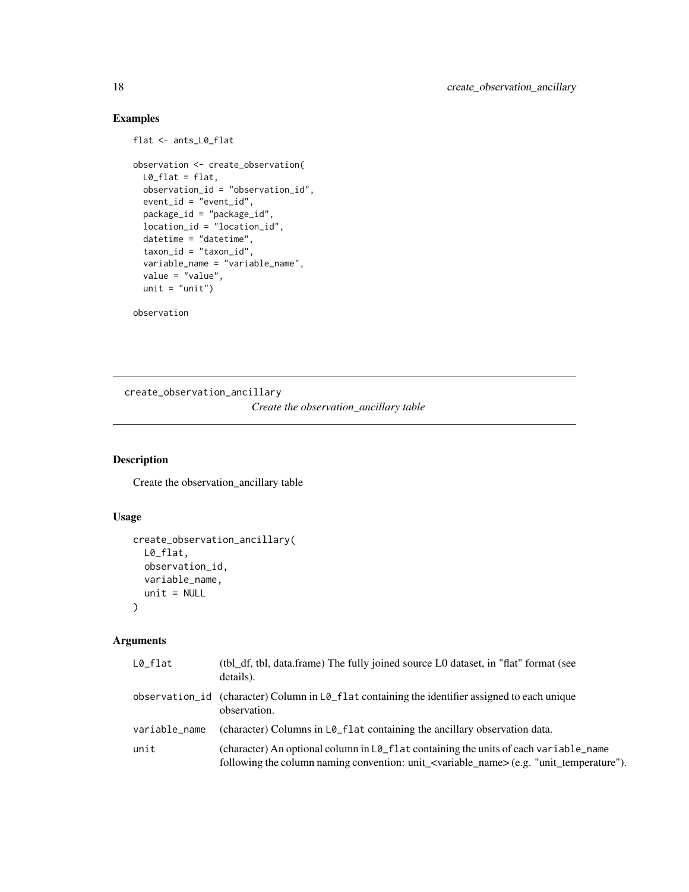## Examples

```
flat <- ants_L0_flat

observation <- create_observation(
  L0_flat = flat,
  observation_id = "observation_id",
  event_id = "event_id",
  package_id = "package_id",
  location_id = "location_id",
  datetime = "datetime",
  taxon_id = "taxon_id",
  variable_name = "variable_name",
  value = "value",
  unit = "unit")

observation
```

---

# create_observation_ancillary

*Create the observation_ancillary table*

---

## Description

Create the observation_ancillary table

## Usage

```
create_observation_ancillary(
  L0_flat,
  observation_id,
  variable_name,
  unit = NULL
)
```

## Arguments

| | |
|---|---|
| `L0_flat` | (tbl_df, tbl, data.frame) The fully joined source L0 dataset, in "flat" format (see details). |
| `observation_id` | (character) Column in `L0_flat` containing the identifier assigned to each unique observation. |
| `variable_name` | (character) Columns in `L0_flat` containing the ancillary observation data. |
| `unit` | (character) An optional column in `L0_flat` containing the units of each `variable_name` following the column naming convention: unit_<variable_name> (e.g. "unit_temperature"). |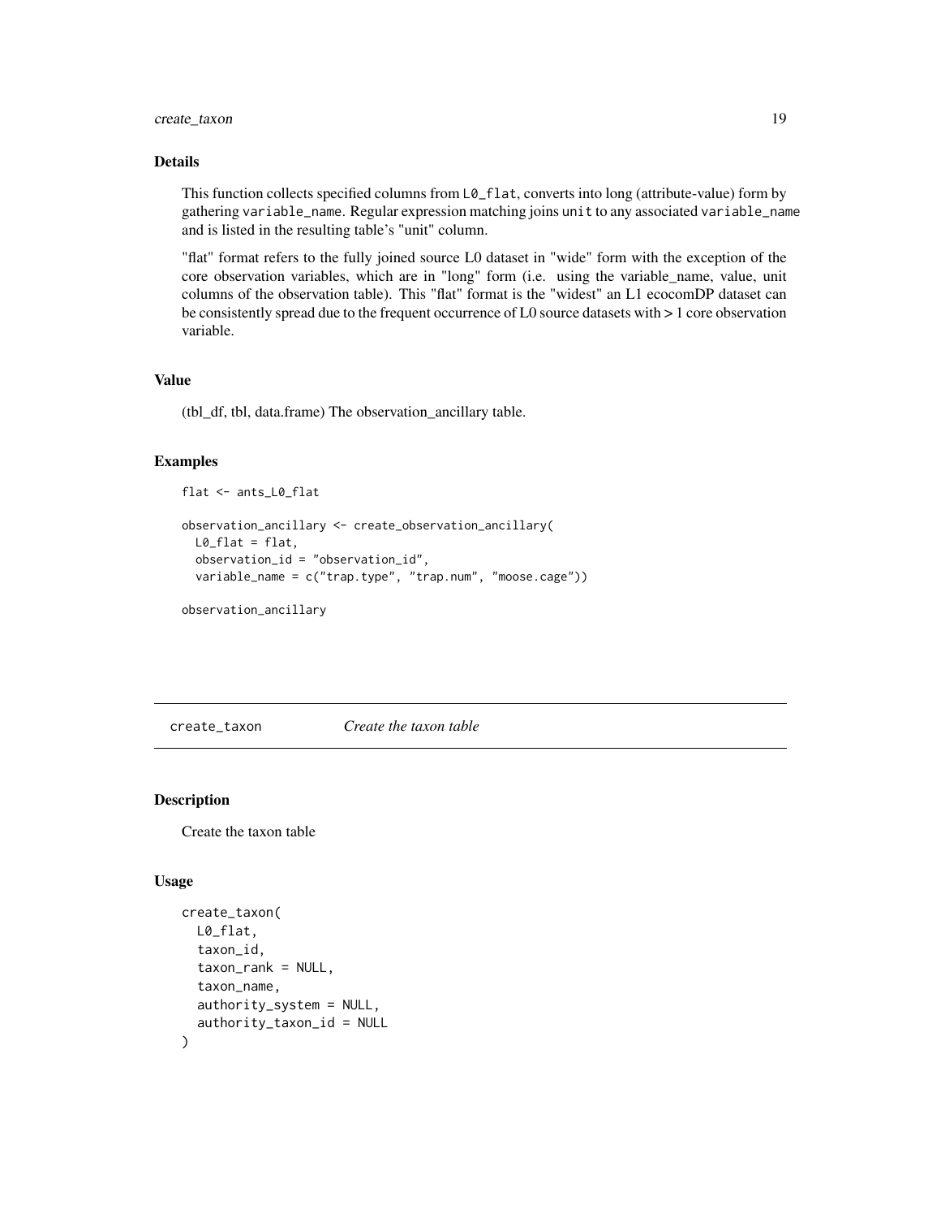### Details

This function collects specified columns from `L0_flat`, converts into long (attribute-value) form by gathering `variable_name`. Regular expression matching joins `unit` to any associated `variable_name` and is listed in the resulting table's "unit" column.

"flat" format refers to the fully joined source L0 dataset in "wide" form with the exception of the core observation variables, which are in "long" form (i.e. using the variable_name, value, unit columns of the observation table). This "flat" format is the "widest" an L1 ecocomDP dataset can be consistently spread due to the frequent occurrence of L0 source datasets with > 1 core observation variable.

### Value

(tbl_df, tbl, data.frame) The observation_ancillary table.

### Examples

```
flat <- ants_L0_flat

observation_ancillary <- create_observation_ancillary(
  L0_flat = flat,
  observation_id = "observation_id",
  variable_name = c("trap.type", "trap.num", "moose.cage"))

observation_ancillary
```

---

## create_taxon — *Create the taxon table*

---

### Description

Create the taxon table

### Usage

```
create_taxon(
  L0_flat,
  taxon_id,
  taxon_rank = NULL,
  taxon_name,
  authority_system = NULL,
  authority_taxon_id = NULL
)
```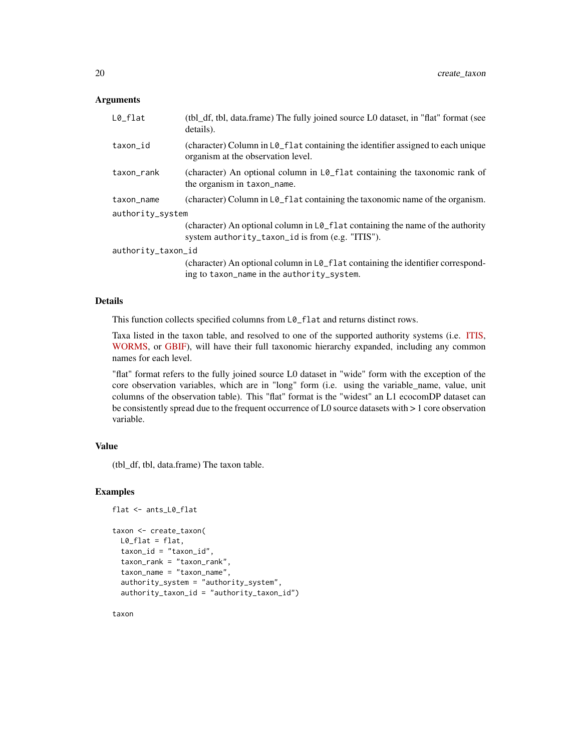## Arguments

| | |
|---|---|
| `L0_flat` | (tbl_df, tbl, data.frame) The fully joined source L0 dataset, in "flat" format (see details). |
| `taxon_id` | (character) Column in `L0_flat` containing the identifier assigned to each unique organism at the observation level. |
| `taxon_rank` | (character) An optional column in `L0_flat` containing the taxonomic rank of the organism in `taxon_name`. |
| `taxon_name` | (character) Column in `L0_flat` containing the taxonomic name of the organism. |
| `authority_system` | (character) An optional column in `L0_flat` containing the name of the authority system `authority_taxon_id` is from (e.g. "ITIS"). |
| `authority_taxon_id` | (character) An optional column in `L0_flat` containing the identifier corresponding to `taxon_name` in the `authority_system`. |

## Details

This function collects specified columns from `L0_flat` and returns distinct rows.

Taxa listed in the taxon table, and resolved to one of the supported authority systems (i.e. ITIS, WORMS, or GBIF), will have their full taxonomic hierarchy expanded, including any common names for each level.

"flat" format refers to the fully joined source L0 dataset in "wide" form with the exception of the core observation variables, which are in "long" form (i.e. using the variable_name, value, unit columns of the observation table). This "flat" format is the "widest" an L1 ecocomDP dataset can be consistently spread due to the frequent occurrence of L0 source datasets with > 1 core observation variable.

## Value

(tbl_df, tbl, data.frame) The taxon table.

## Examples

```
flat <- ants_L0_flat

taxon <- create_taxon(
  L0_flat = flat,
  taxon_id = "taxon_id",
  taxon_rank = "taxon_rank",
  taxon_name = "taxon_name",
  authority_system = "authority_system",
  authority_taxon_id = "authority_taxon_id")

taxon
```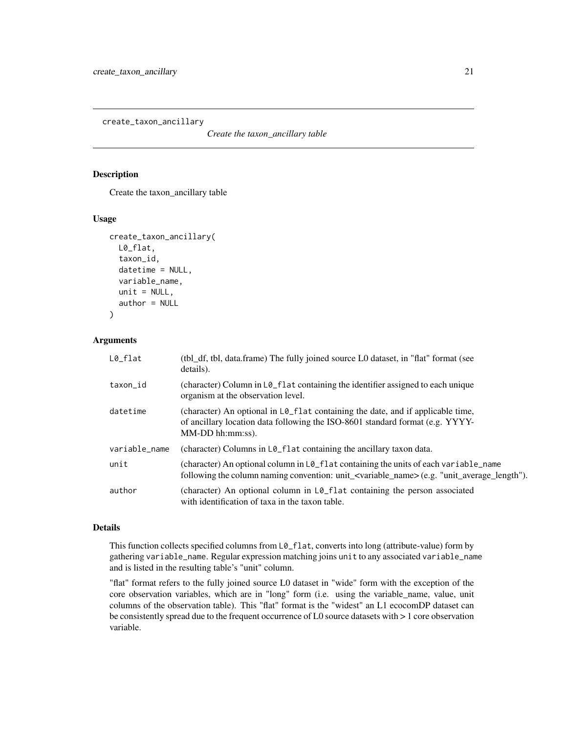## create_taxon_ancillary

*Create the taxon_ancillary table*

### Description

Create the taxon_ancillary table

### Usage

```
create_taxon_ancillary(
  L0_flat,
  taxon_id,
  datetime = NULL,
  variable_name,
  unit = NULL,
  author = NULL
)
```

### Arguments

| | |
|---|---|
| `L0_flat` | (tbl_df, tbl, data.frame) The fully joined source L0 dataset, in "flat" format (see details). |
| `taxon_id` | (character) Column in `L0_flat` containing the identifier assigned to each unique organism at the observation level. |
| `datetime` | (character) An optional in `L0_flat` containing the date, and if applicable time, of ancillary location data following the ISO-8601 standard format (e.g. YYYY-MM-DD hh:mm:ss). |
| `variable_name` | (character) Columns in `L0_flat` containing the ancillary taxon data. |
| `unit` | (character) An optional column in `L0_flat` containing the units of each `variable_name` following the column naming convention: unit_<variable_name> (e.g. "unit_average_length"). |
| `author` | (character) An optional column in `L0_flat` containing the person associated with identification of taxa in the taxon table. |

### Details

This function collects specified columns from `L0_flat`, converts into long (attribute-value) form by gathering `variable_name`. Regular expression matching joins `unit` to any associated `variable_name` and is listed in the resulting table's "unit" column.

"flat" format refers to the fully joined source L0 dataset in "wide" form with the exception of the core observation variables, which are in "long" form (i.e. using the variable_name, value, unit columns of the observation table). This "flat" format is the "widest" an L1 ecocomDP dataset can be consistently spread due to the frequent occurrence of L0 source datasets with > 1 core observation variable.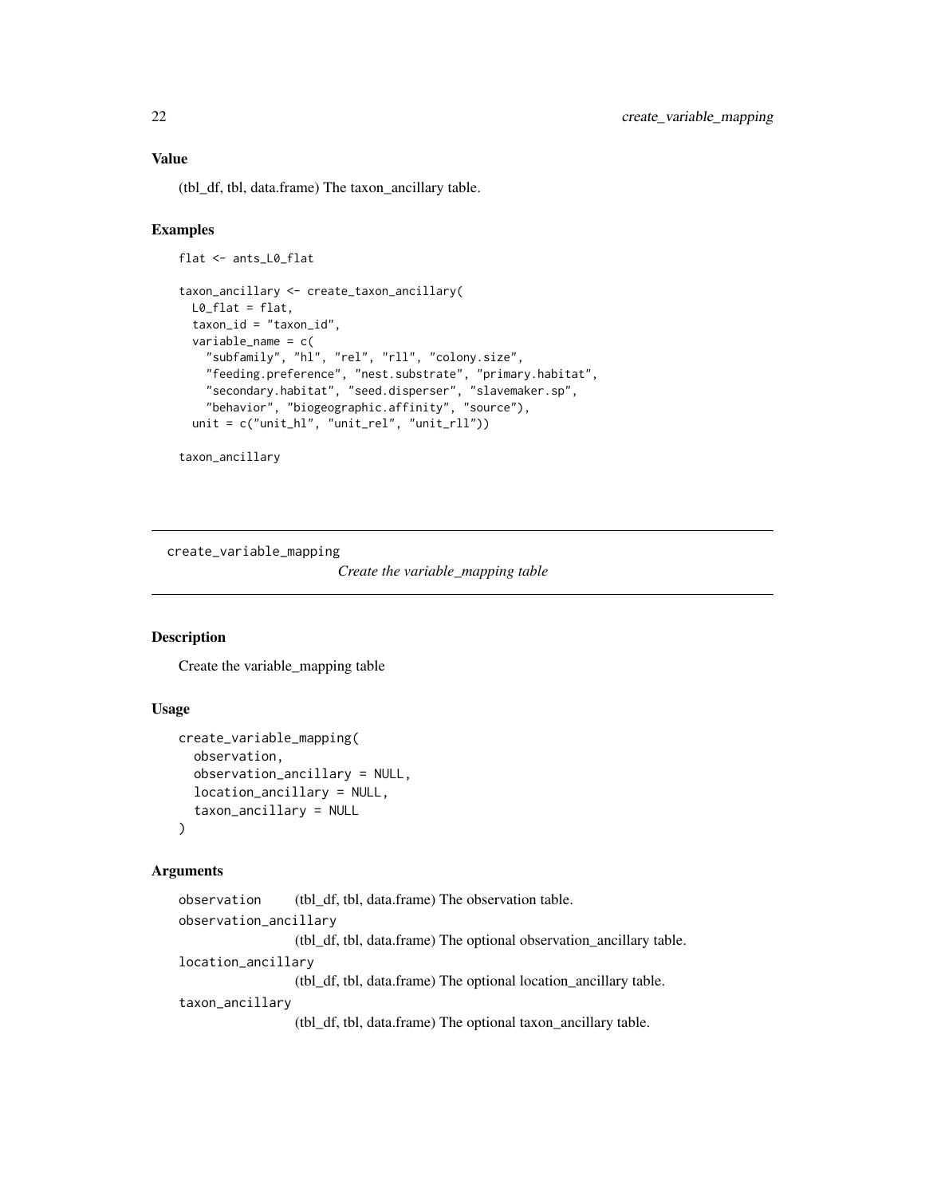### Value

(tbl_df, tbl, data.frame) The taxon_ancillary table.

### Examples

```
flat <- ants_L0_flat

taxon_ancillary <- create_taxon_ancillary(
  L0_flat = flat,
  taxon_id = "taxon_id",
  variable_name = c(
    "subfamily", "hl", "rel", "rll", "colony.size",
    "feeding.preference", "nest.substrate", "primary.habitat",
    "secondary.habitat", "seed.disperser", "slavemaker.sp",
    "behavior", "biogeographic.affinity", "source"),
  unit = c("unit_hl", "unit_rel", "unit_rll"))

taxon_ancillary
```

---

## create_variable_mapping    *Create the variable_mapping table*

---

### Description

Create the variable_mapping table

### Usage

```
create_variable_mapping(
  observation,
  observation_ancillary = NULL,
  location_ancillary = NULL,
  taxon_ancillary = NULL
)
```

### Arguments

`observation` (tbl_df, tbl, data.frame) The observation table.

`observation_ancillary` (tbl_df, tbl, data.frame) The optional observation_ancillary table.

`location_ancillary` (tbl_df, tbl, data.frame) The optional location_ancillary table.

`taxon_ancillary` (tbl_df, tbl, data.frame) The optional taxon_ancillary table.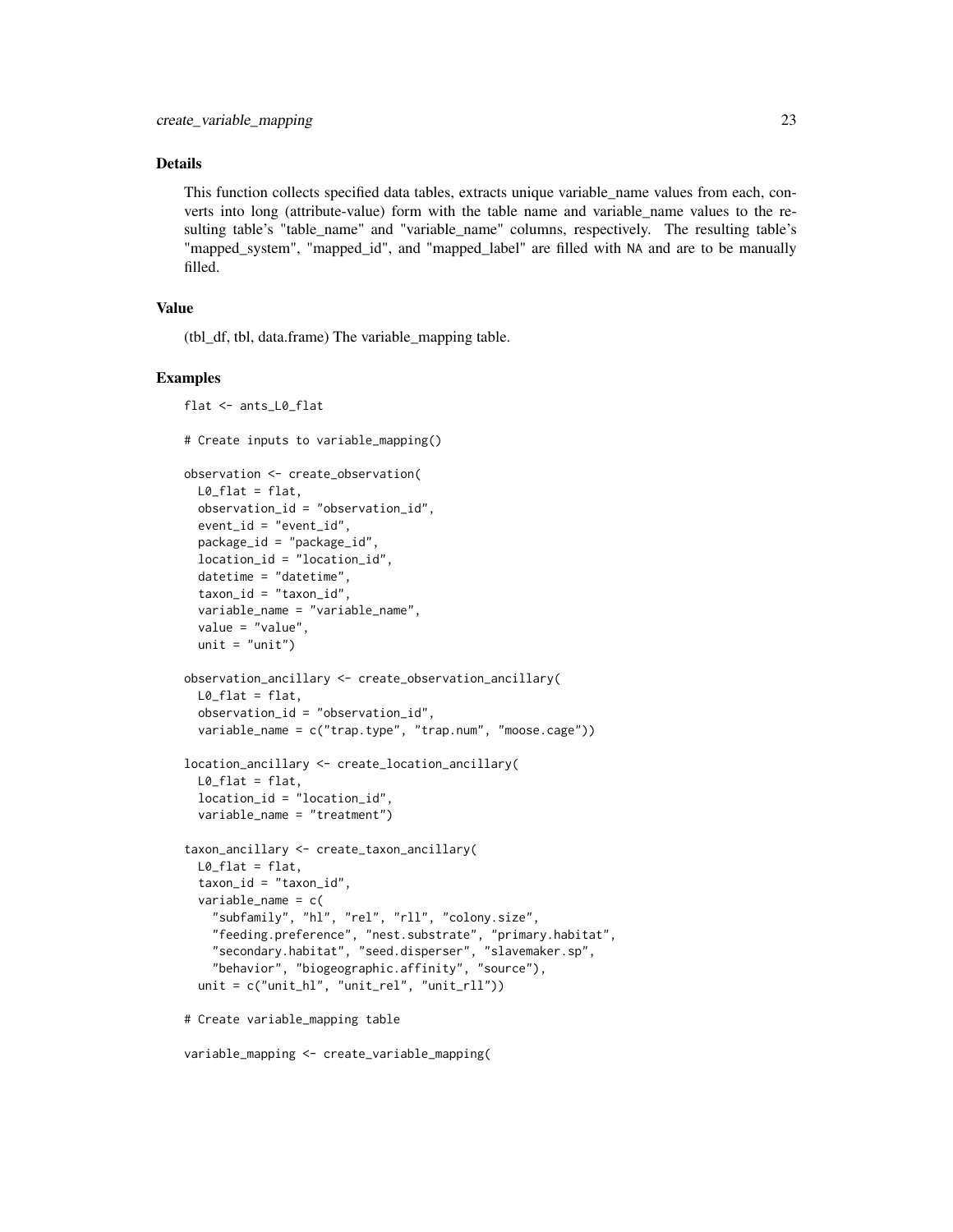## Details

This function collects specified data tables, extracts unique variable_name values from each, converts into long (attribute-value) form with the table name and variable_name values to the resulting table's "table_name" and "variable_name" columns, respectively. The resulting table's "mapped_system", "mapped_id", and "mapped_label" are filled with NA and are to be manually filled.

## Value

(tbl_df, tbl, data.frame) The variable_mapping table.

## Examples

```
flat <- ants_L0_flat

# Create inputs to variable_mapping()

observation <- create_observation(
  L0_flat = flat,
  observation_id = "observation_id",
  event_id = "event_id",
  package_id = "package_id",
  location_id = "location_id",
  datetime = "datetime",
  taxon_id = "taxon_id",
  variable_name = "variable_name",
  value = "value",
  unit = "unit")

observation_ancillary <- create_observation_ancillary(
  L0_flat = flat,
  observation_id = "observation_id",
  variable_name = c("trap.type", "trap.num", "moose.cage"))

location_ancillary <- create_location_ancillary(
  L0_flat = flat,
  location_id = "location_id",
  variable_name = "treatment")

taxon_ancillary <- create_taxon_ancillary(
  L0_flat = flat,
  taxon_id = "taxon_id",
  variable_name = c(
    "subfamily", "hl", "rel", "rll", "colony.size",
    "feeding.preference", "nest.substrate", "primary.habitat",
    "secondary.habitat", "seed.disperser", "slavemaker.sp",
    "behavior", "biogeographic.affinity", "source"),
  unit = c("unit_hl", "unit_rel", "unit_rll"))

# Create variable_mapping table

variable_mapping <- create_variable_mapping(
```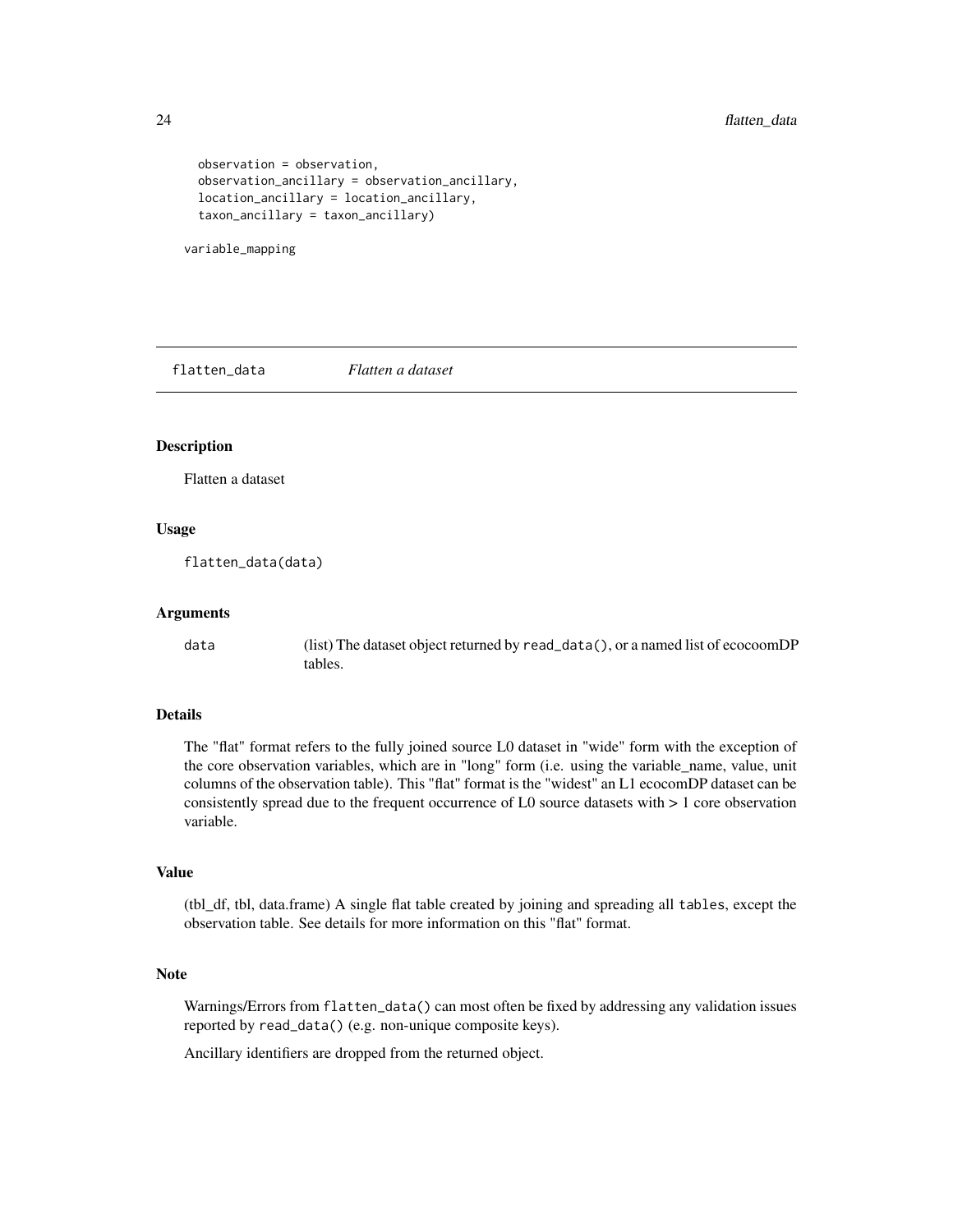```
  observation = observation,
  observation_ancillary = observation_ancillary,
  location_ancillary = location_ancillary,
  taxon_ancillary = taxon_ancillary)

variable_mapping
```

## flatten_data *Flatten a dataset*

### Description

Flatten a dataset

### Usage

```
flatten_data(data)
```

### Arguments

| | |
|---|---|
| data | (list) The dataset object returned by `read_data()`, or a named list of ecocoomDP tables. |

### Details

The "flat" format refers to the fully joined source L0 dataset in "wide" form with the exception of the core observation variables, which are in "long" form (i.e. using the variable_name, value, unit columns of the observation table). This "flat" format is the "widest" an L1 ecocomDP dataset can be consistently spread due to the frequent occurrence of L0 source datasets with > 1 core observation variable.

### Value

(tbl_df, tbl, data.frame) A single flat table created by joining and spreading all `tables`, except the observation table. See details for more information on this "flat" format.

### Note

Warnings/Errors from `flatten_data()` can most often be fixed by addressing any validation issues reported by `read_data()` (e.g. non-unique composite keys).

Ancillary identifiers are dropped from the returned object.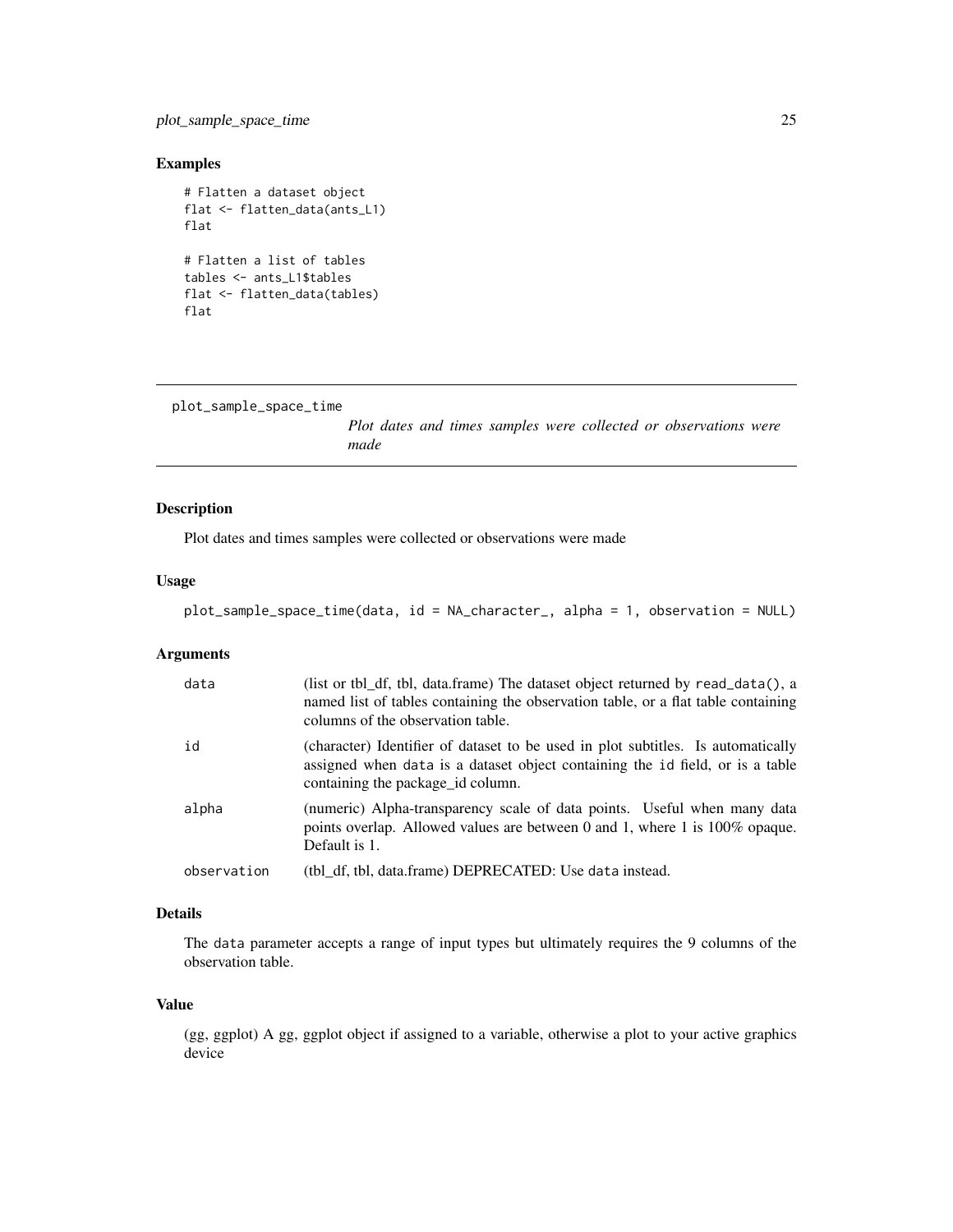### Examples

```
# Flatten a dataset object
flat <- flatten_data(ants_L1)
flat

# Flatten a list of tables
tables <- ants_L1$tables
flat <- flatten_data(tables)
flat
```

---

## plot_sample_space_time

*Plot dates and times samples were collected or observations were made*

---

### Description

Plot dates and times samples were collected or observations were made

### Usage

```
plot_sample_space_time(data, id = NA_character_, alpha = 1, observation = NULL)
```

### Arguments

| | |
|---|---|
| data | (list or tbl_df, tbl, data.frame) The dataset object returned by read_data(), a named list of tables containing the observation table, or a flat table containing columns of the observation table. |
| id | (character) Identifier of dataset to be used in plot subtitles. Is automatically assigned when data is a dataset object containing the id field, or is a table containing the package_id column. |
| alpha | (numeric) Alpha-transparency scale of data points. Useful when many data points overlap. Allowed values are between 0 and 1, where 1 is 100% opaque. Default is 1. |
| observation | (tbl_df, tbl, data.frame) DEPRECATED: Use data instead. |

### Details

The data parameter accepts a range of input types but ultimately requires the 9 columns of the observation table.

### Value

(gg, ggplot) A gg, ggplot object if assigned to a variable, otherwise a plot to your active graphics device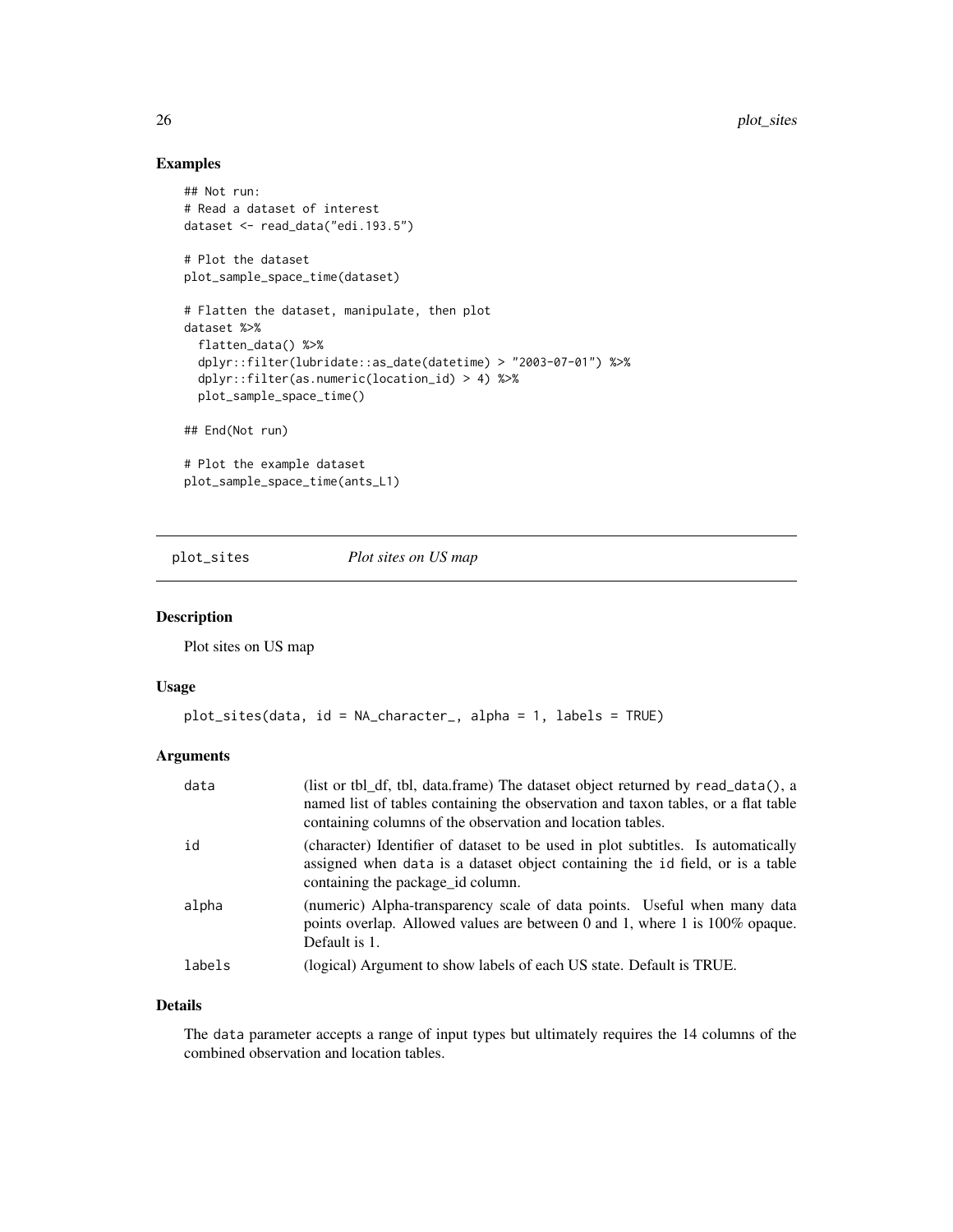## Examples

```
## Not run:
# Read a dataset of interest
dataset <- read_data("edi.193.5")

# Plot the dataset
plot_sample_space_time(dataset)

# Flatten the dataset, manipulate, then plot
dataset %>%
  flatten_data() %>%
  dplyr::filter(lubridate::as_date(datetime) > "2003-07-01") %>%
  dplyr::filter(as.numeric(location_id) > 4) %>%
  plot_sample_space_time()

## End(Not run)

# Plot the example dataset
plot_sample_space_time(ants_L1)
```

# plot_sites — *Plot sites on US map*

## Description

Plot sites on US map

## Usage

```
plot_sites(data, id = NA_character_, alpha = 1, labels = TRUE)
```

## Arguments

| | |
|---|---|
| data | (list or tbl_df, tbl, data.frame) The dataset object returned by read_data(), a named list of tables containing the observation and taxon tables, or a flat table containing columns of the observation and location tables. |
| id | (character) Identifier of dataset to be used in plot subtitles. Is automatically assigned when data is a dataset object containing the id field, or is a table containing the package_id column. |
| alpha | (numeric) Alpha-transparency scale of data points. Useful when many data points overlap. Allowed values are between 0 and 1, where 1 is 100% opaque. Default is 1. |
| labels | (logical) Argument to show labels of each US state. Default is TRUE. |

## Details

The data parameter accepts a range of input types but ultimately requires the 14 columns of the combined observation and location tables.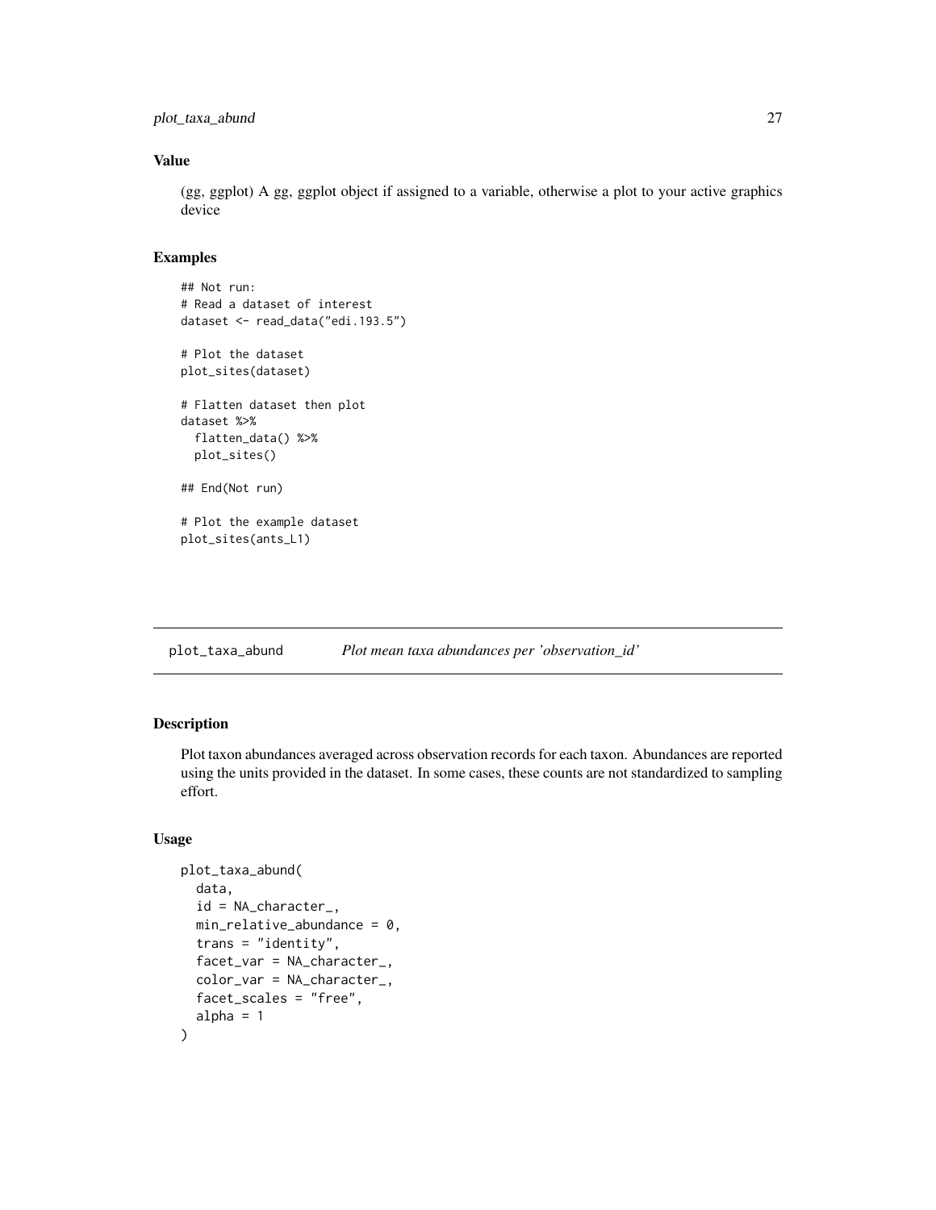### Value

(gg, ggplot) A gg, ggplot object if assigned to a variable, otherwise a plot to your active graphics device

### Examples

```
## Not run:
# Read a dataset of interest
dataset <- read_data("edi.193.5")

# Plot the dataset
plot_sites(dataset)

# Flatten dataset then plot
dataset %>%
  flatten_data() %>%
  plot_sites()

## End(Not run)

# Plot the example dataset
plot_sites(ants_L1)
```

---

## plot_taxa_abund — *Plot mean taxa abundances per 'observation_id'*

---

### Description

Plot taxon abundances averaged across observation records for each taxon. Abundances are reported using the units provided in the dataset. In some cases, these counts are not standardized to sampling effort.

### Usage

```
plot_taxa_abund(
  data,
  id = NA_character_,
  min_relative_abundance = 0,
  trans = "identity",
  facet_var = NA_character_,
  color_var = NA_character_,
  facet_scales = "free",
  alpha = 1
)
```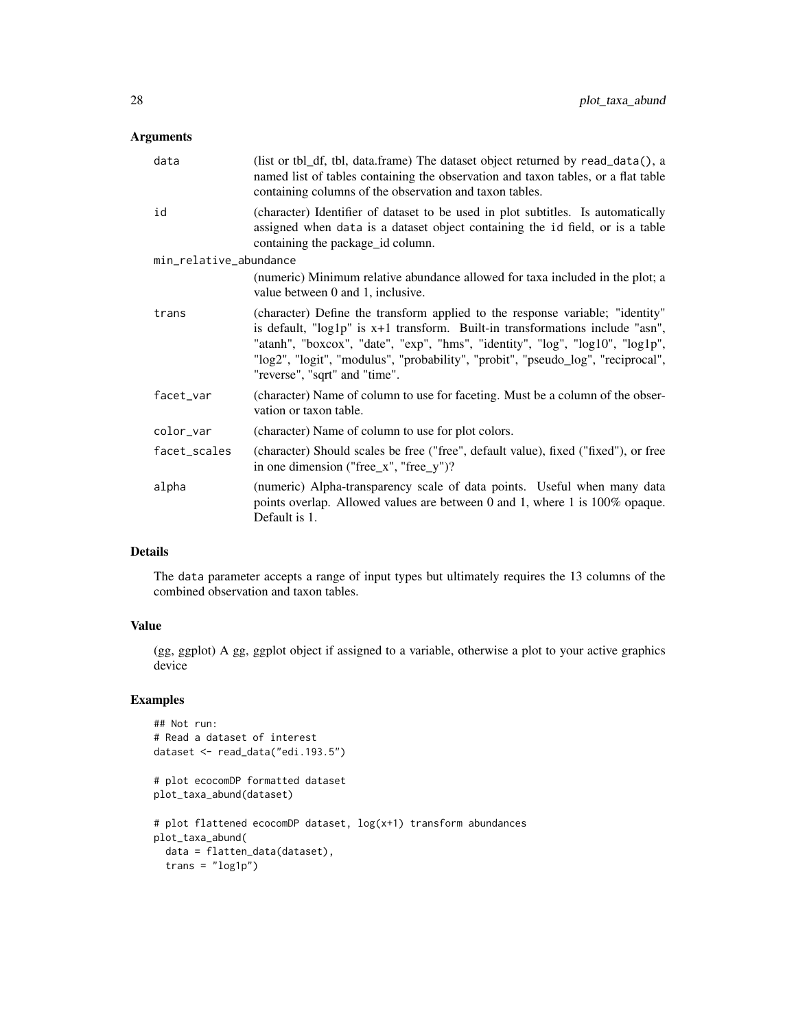## Arguments

| | |
|---|---|
| data | (list or tbl_df, tbl, data.frame) The dataset object returned by read_data(), a named list of tables containing the observation and taxon tables, or a flat table containing columns of the observation and taxon tables. |
| id | (character) Identifier of dataset to be used in plot subtitles. Is automatically assigned when data is a dataset object containing the id field, or is a table containing the package_id column. |
| min_relative_abundance | (numeric) Minimum relative abundance allowed for taxa included in the plot; a value between 0 and 1, inclusive. |
| trans | (character) Define the transform applied to the response variable; "identity" is default, "log1p" is x+1 transform. Built-in transformations include "asn", "atanh", "boxcox", "date", "exp", "hms", "identity", "log", "log10", "log1p", "log2", "logit", "modulus", "probability", "probit", "pseudo_log", "reciprocal", "reverse", "sqrt" and "time". |
| facet_var | (character) Name of column to use for faceting. Must be a column of the observation or taxon table. |
| color_var | (character) Name of column to use for plot colors. |
| facet_scales | (character) Should scales be free ("free", default value), fixed ("fixed"), or free in one dimension ("free_x", "free_y")? |
| alpha | (numeric) Alpha-transparency scale of data points. Useful when many data points overlap. Allowed values are between 0 and 1, where 1 is 100% opaque. Default is 1. |

## Details

The data parameter accepts a range of input types but ultimately requires the 13 columns of the combined observation and taxon tables.

## Value

(gg, ggplot) A gg, ggplot object if assigned to a variable, otherwise a plot to your active graphics device

## Examples

```
## Not run:
# Read a dataset of interest
dataset <- read_data("edi.193.5")

# plot ecocomDP formatted dataset
plot_taxa_abund(dataset)

# plot flattened ecocomDP dataset, log(x+1) transform abundances
plot_taxa_abund(
  data = flatten_data(dataset),
  trans = "log1p")
```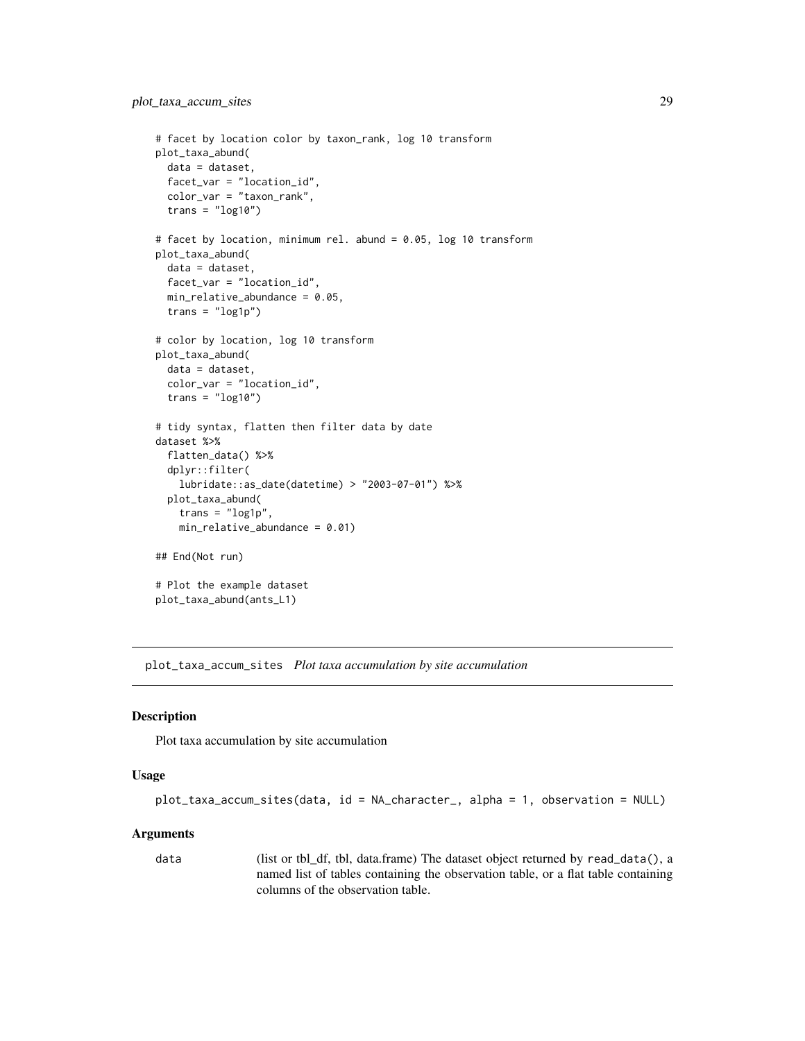```
# facet by location color by taxon_rank, log 10 transform
plot_taxa_abund(
  data = dataset,
  facet_var = "location_id",
  color_var = "taxon_rank",
  trans = "log10")

# facet by location, minimum rel. abund = 0.05, log 10 transform
plot_taxa_abund(
  data = dataset,
  facet_var = "location_id",
  min_relative_abundance = 0.05,
  trans = "log1p")

# color by location, log 10 transform
plot_taxa_abund(
  data = dataset,
  color_var = "location_id",
  trans = "log10")

# tidy syntax, flatten then filter data by date
dataset %>%
  flatten_data() %>%
  dplyr::filter(
    lubridate::as_date(datetime) > "2003-07-01") %>%
  plot_taxa_abund(
    trans = "log1p",
    min_relative_abundance = 0.01)

## End(Not run)

# Plot the example dataset
plot_taxa_abund(ants_L1)
```

## plot_taxa_accum_sites *Plot taxa accumulation by site accumulation*

### Description

Plot taxa accumulation by site accumulation

### Usage

```
plot_taxa_accum_sites(data, id = NA_character_, alpha = 1, observation = NULL)
```

### Arguments

| | |
|---|---|
| data | (list or tbl_df, tbl, data.frame) The dataset object returned by read_data(), a named list of tables containing the observation table, or a flat table containing columns of the observation table. |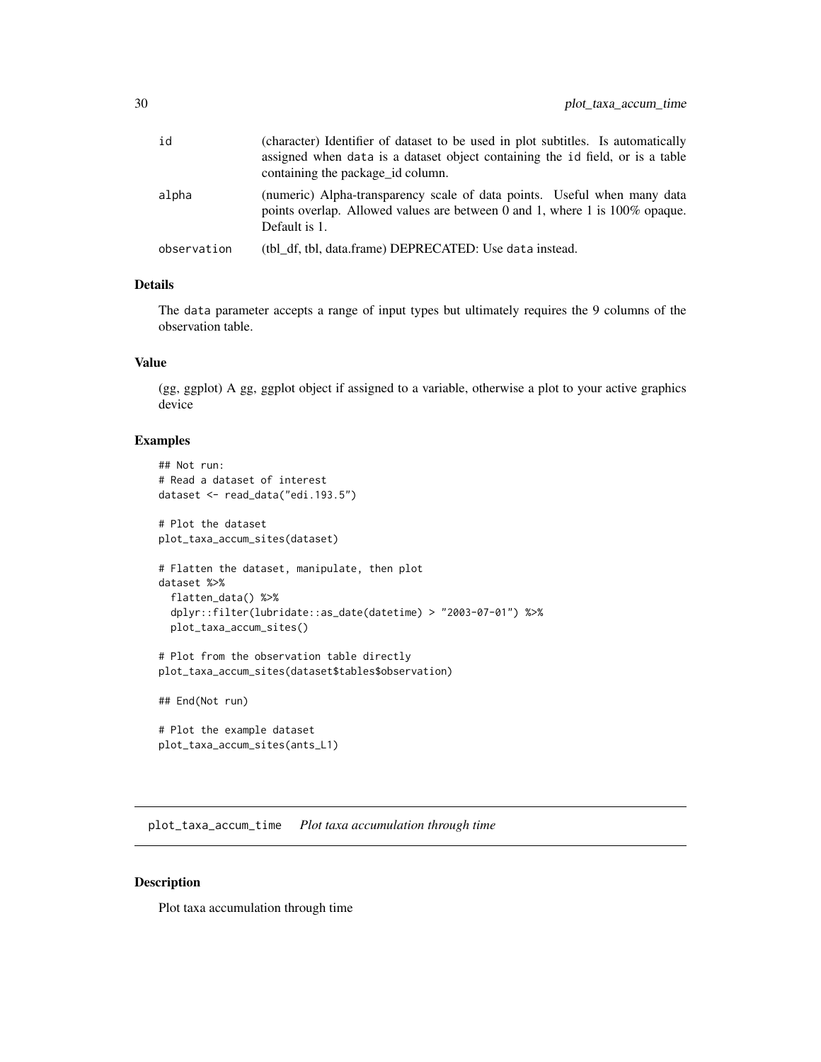| | |
|---|---|
| id | (character) Identifier of dataset to be used in plot subtitles. Is automatically assigned when data is a dataset object containing the id field, or is a table containing the package_id column. |
| alpha | (numeric) Alpha-transparency scale of data points. Useful when many data points overlap. Allowed values are between 0 and 1, where 1 is 100% opaque. Default is 1. |
| observation | (tbl_df, tbl, data.frame) DEPRECATED: Use data instead. |

### Details

The data parameter accepts a range of input types but ultimately requires the 9 columns of the observation table.

### Value

(gg, ggplot) A gg, ggplot object if assigned to a variable, otherwise a plot to your active graphics device

### Examples

```
## Not run:
# Read a dataset of interest
dataset <- read_data("edi.193.5")

# Plot the dataset
plot_taxa_accum_sites(dataset)

# Flatten the dataset, manipulate, then plot
dataset %>%
  flatten_data() %>%
  dplyr::filter(lubridate::as_date(datetime) > "2003-07-01") %>%
  plot_taxa_accum_sites()

# Plot from the observation table directly
plot_taxa_accum_sites(dataset$tables$observation)

## End(Not run)

# Plot the example dataset
plot_taxa_accum_sites(ants_L1)
```

---

## plot_taxa_accum_time *Plot taxa accumulation through time*

### Description

Plot taxa accumulation through time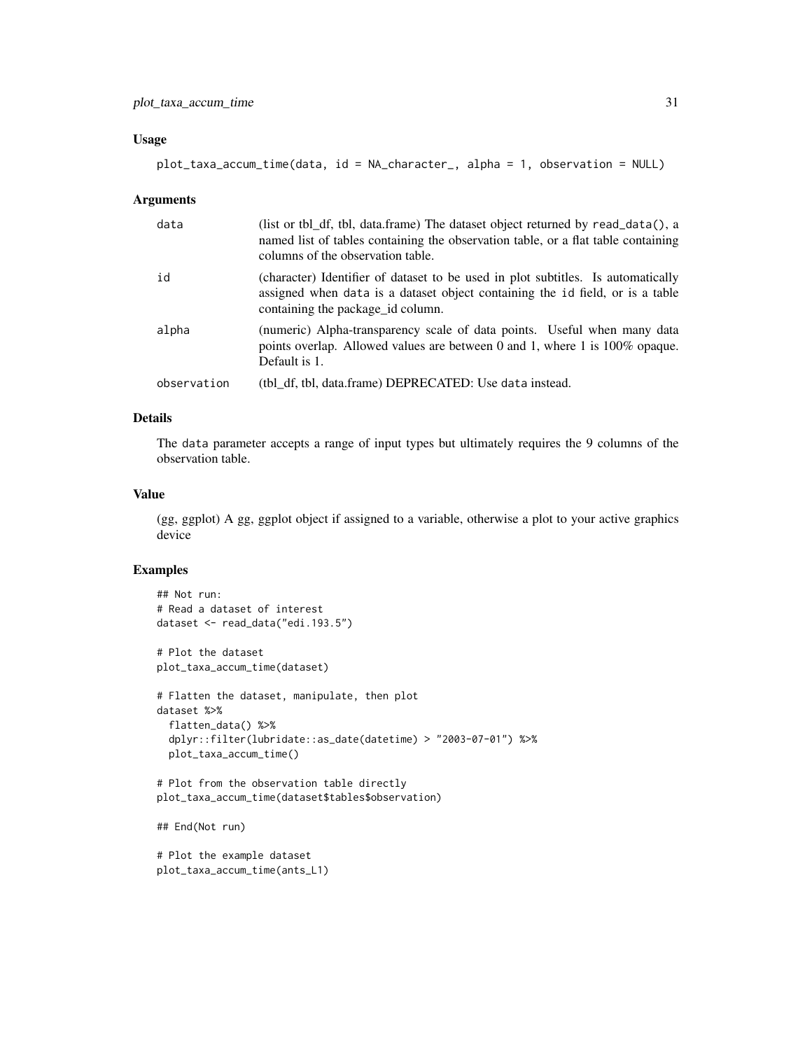### Usage

```
plot_taxa_accum_time(data, id = NA_character_, alpha = 1, observation = NULL)
```

### Arguments

| | |
|---|---|
| data | (list or tbl_df, tbl, data.frame) The dataset object returned by read_data(), a named list of tables containing the observation table, or a flat table containing columns of the observation table. |
| id | (character) Identifier of dataset to be used in plot subtitles. Is automatically assigned when data is a dataset object containing the id field, or is a table containing the package_id column. |
| alpha | (numeric) Alpha-transparency scale of data points. Useful when many data points overlap. Allowed values are between 0 and 1, where 1 is 100% opaque. Default is 1. |
| observation | (tbl_df, tbl, data.frame) DEPRECATED: Use data instead. |

### Details

The data parameter accepts a range of input types but ultimately requires the 9 columns of the observation table.

### Value

(gg, ggplot) A gg, ggplot object if assigned to a variable, otherwise a plot to your active graphics device

### Examples

```
## Not run:
# Read a dataset of interest
dataset <- read_data("edi.193.5")

# Plot the dataset
plot_taxa_accum_time(dataset)

# Flatten the dataset, manipulate, then plot
dataset %>%
  flatten_data() %>%
  dplyr::filter(lubridate::as_date(datetime) > "2003-07-01") %>%
  plot_taxa_accum_time()

# Plot from the observation table directly
plot_taxa_accum_time(dataset$tables$observation)

## End(Not run)

# Plot the example dataset
plot_taxa_accum_time(ants_L1)
```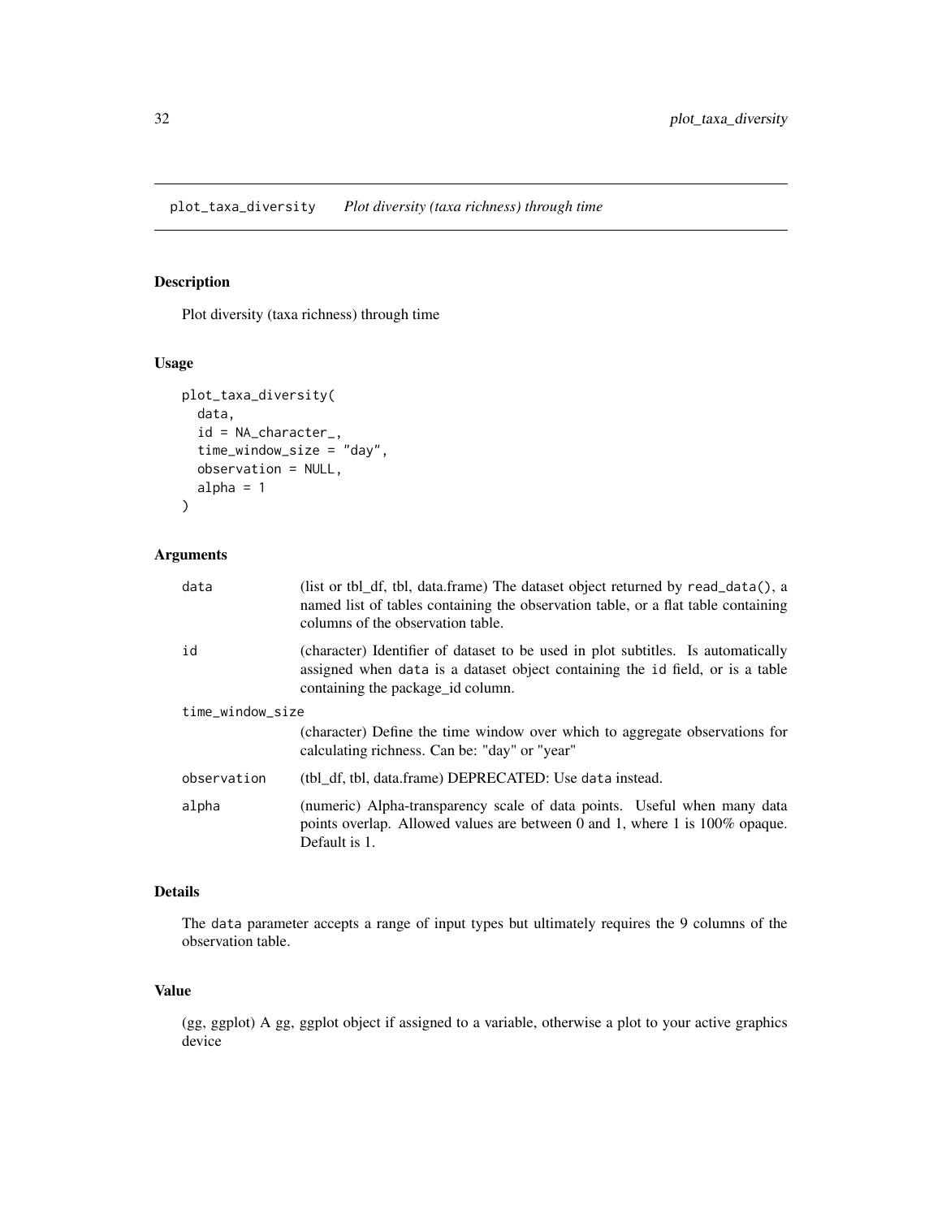plot_taxa_diversity *Plot diversity (taxa richness) through time*

## Description

Plot diversity (taxa richness) through time

## Usage

```
plot_taxa_diversity(
  data,
  id = NA_character_,
  time_window_size = "day",
  observation = NULL,
  alpha = 1
)
```

## Arguments

| Argument | Description |
|---|---|
| data | (list or tbl_df, tbl, data.frame) The dataset object returned by read_data(), a named list of tables containing the observation table, or a flat table containing columns of the observation table. |
| id | (character) Identifier of dataset to be used in plot subtitles. Is automatically assigned when data is a dataset object containing the id field, or is a table containing the package_id column. |
| time_window_size | (character) Define the time window over which to aggregate observations for calculating richness. Can be: "day" or "year" |
| observation | (tbl_df, tbl, data.frame) DEPRECATED: Use data instead. |
| alpha | (numeric) Alpha-transparency scale of data points. Useful when many data points overlap. Allowed values are between 0 and 1, where 1 is 100% opaque. Default is 1. |

## Details

The data parameter accepts a range of input types but ultimately requires the 9 columns of the observation table.

## Value

(gg, ggplot) A gg, ggplot object if assigned to a variable, otherwise a plot to your active graphics device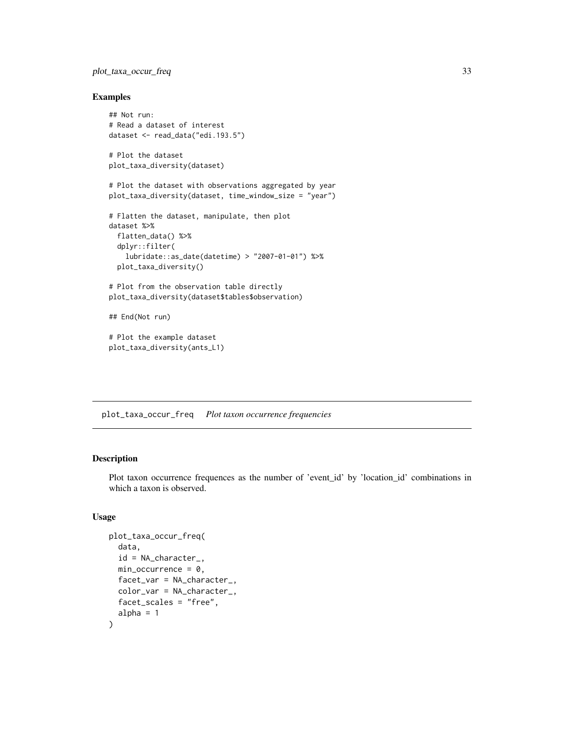## Examples

```
## Not run:
# Read a dataset of interest
dataset <- read_data("edi.193.5")

# Plot the dataset
plot_taxa_diversity(dataset)

# Plot the dataset with observations aggregated by year
plot_taxa_diversity(dataset, time_window_size = "year")

# Flatten the dataset, manipulate, then plot
dataset %>%
  flatten_data() %>%
  dplyr::filter(
    lubridate::as_date(datetime) > "2007-01-01") %>%
  plot_taxa_diversity()

# Plot from the observation table directly
plot_taxa_diversity(dataset$tables$observation)

## End(Not run)

# Plot the example dataset
plot_taxa_diversity(ants_L1)
```

---

# plot_taxa_occur_freq    *Plot taxon occurrence frequencies*

---

## Description

Plot taxon occurrence frequences as the number of 'event_id' by 'location_id' combinations in which a taxon is observed.

## Usage

```
plot_taxa_occur_freq(
  data,
  id = NA_character_,
  min_occurrence = 0,
  facet_var = NA_character_,
  color_var = NA_character_,
  facet_scales = "free",
  alpha = 1
)
```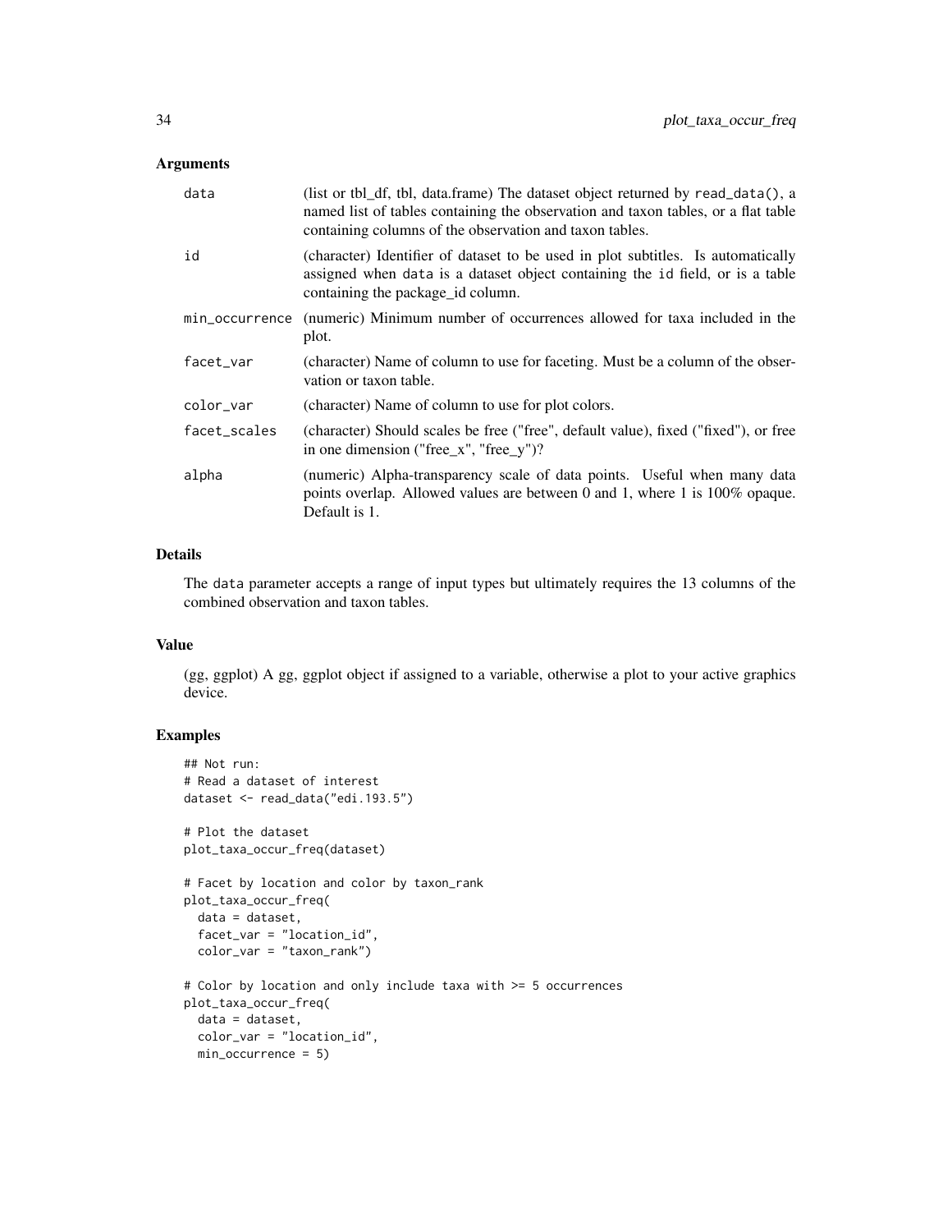## Arguments

| | |
|---|---|
| data | (list or tbl_df, tbl, data.frame) The dataset object returned by read_data(), a named list of tables containing the observation and taxon tables, or a flat table containing columns of the observation and taxon tables. |
| id | (character) Identifier of dataset to be used in plot subtitles. Is automatically assigned when data is a dataset object containing the id field, or is a table containing the package_id column. |
| min_occurrence | (numeric) Minimum number of occurrences allowed for taxa included in the plot. |
| facet_var | (character) Name of column to use for faceting. Must be a column of the observation or taxon table. |
| color_var | (character) Name of column to use for plot colors. |
| facet_scales | (character) Should scales be free ("free", default value), fixed ("fixed"), or free in one dimension ("free_x", "free_y")? |
| alpha | (numeric) Alpha-transparency scale of data points. Useful when many data points overlap. Allowed values are between 0 and 1, where 1 is 100% opaque. Default is 1. |

## Details

The data parameter accepts a range of input types but ultimately requires the 13 columns of the combined observation and taxon tables.

## Value

(gg, ggplot) A gg, ggplot object if assigned to a variable, otherwise a plot to your active graphics device.

## Examples

```
## Not run:
# Read a dataset of interest
dataset <- read_data("edi.193.5")

# Plot the dataset
plot_taxa_occur_freq(dataset)

# Facet by location and color by taxon_rank
plot_taxa_occur_freq(
  data = dataset,
  facet_var = "location_id",
  color_var = "taxon_rank")

# Color by location and only include taxa with >= 5 occurrences
plot_taxa_occur_freq(
  data = dataset,
  color_var = "location_id",
  min_occurrence = 5)
```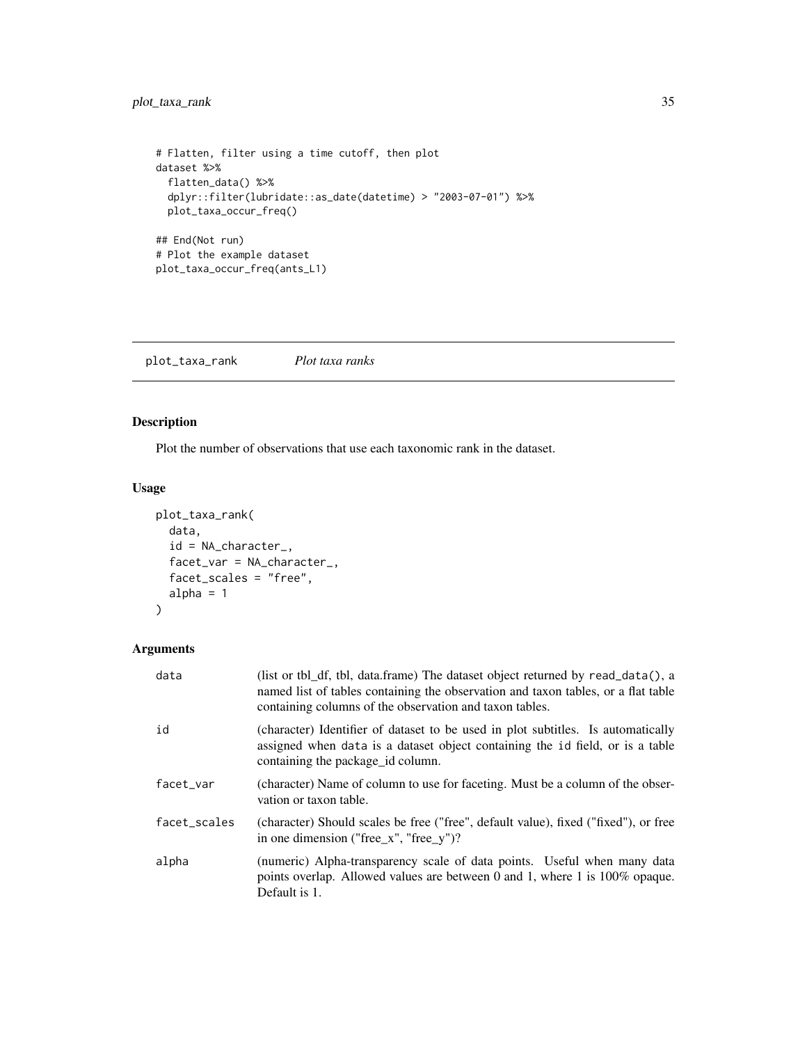```
# Flatten, filter using a time cutoff, then plot
dataset %>%
  flatten_data() %>%
  dplyr::filter(lubridate::as_date(datetime) > "2003-07-01") %>%
  plot_taxa_occur_freq()

## End(Not run)
# Plot the example dataset
plot_taxa_occur_freq(ants_L1)
```

## plot_taxa_rank *Plot taxa ranks*

### Description

Plot the number of observations that use each taxonomic rank in the dataset.

### Usage

```
plot_taxa_rank(
  data,
  id = NA_character_,
  facet_var = NA_character_,
  facet_scales = "free",
  alpha = 1
)
```

### Arguments

| | |
|---|---|
| data | (list or tbl_df, tbl, data.frame) The dataset object returned by read_data(), a named list of tables containing the observation and taxon tables, or a flat table containing columns of the observation and taxon tables. |
| id | (character) Identifier of dataset to be used in plot subtitles. Is automatically assigned when data is a dataset object containing the id field, or is a table containing the package_id column. |
| facet_var | (character) Name of column to use for faceting. Must be a column of the observation or taxon table. |
| facet_scales | (character) Should scales be free ("free", default value), fixed ("fixed"), or free in one dimension ("free_x", "free_y")? |
| alpha | (numeric) Alpha-transparency scale of data points. Useful when many data points overlap. Allowed values are between 0 and 1, where 1 is 100% opaque. Default is 1. |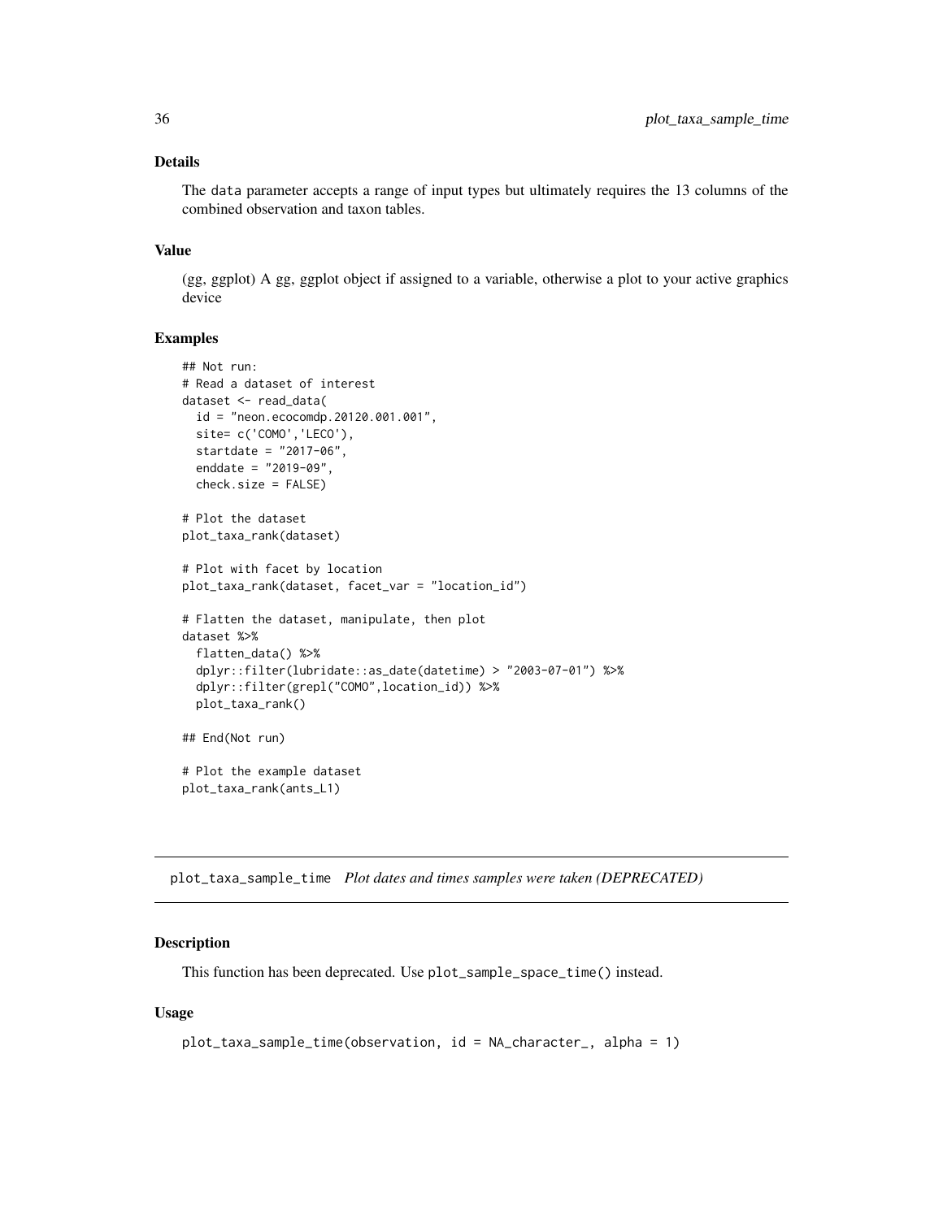### Details

The `data` parameter accepts a range of input types but ultimately requires the 13 columns of the combined observation and taxon tables.

### Value

(gg, ggplot) A gg, ggplot object if assigned to a variable, otherwise a plot to your active graphics device

### Examples

```
## Not run:
# Read a dataset of interest
dataset <- read_data(
  id = "neon.ecocomdp.20120.001.001",
  site= c('COMO','LECO'),
  startdate = "2017-06",
  enddate = "2019-09",
  check.size = FALSE)

# Plot the dataset
plot_taxa_rank(dataset)

# Plot with facet by location
plot_taxa_rank(dataset, facet_var = "location_id")

# Flatten the dataset, manipulate, then plot
dataset %>%
  flatten_data() %>%
  dplyr::filter(lubridate::as_date(datetime) > "2003-07-01") %>%
  dplyr::filter(grepl("COMO",location_id)) %>%
  plot_taxa_rank()

## End(Not run)

# Plot the example dataset
plot_taxa_rank(ants_L1)
```

---

## plot_taxa_sample_time *Plot dates and times samples were taken (DEPRECATED)*

---

### Description

This function has been deprecated. Use `plot_sample_space_time()` instead.

### Usage

```
plot_taxa_sample_time(observation, id = NA_character_, alpha = 1)
```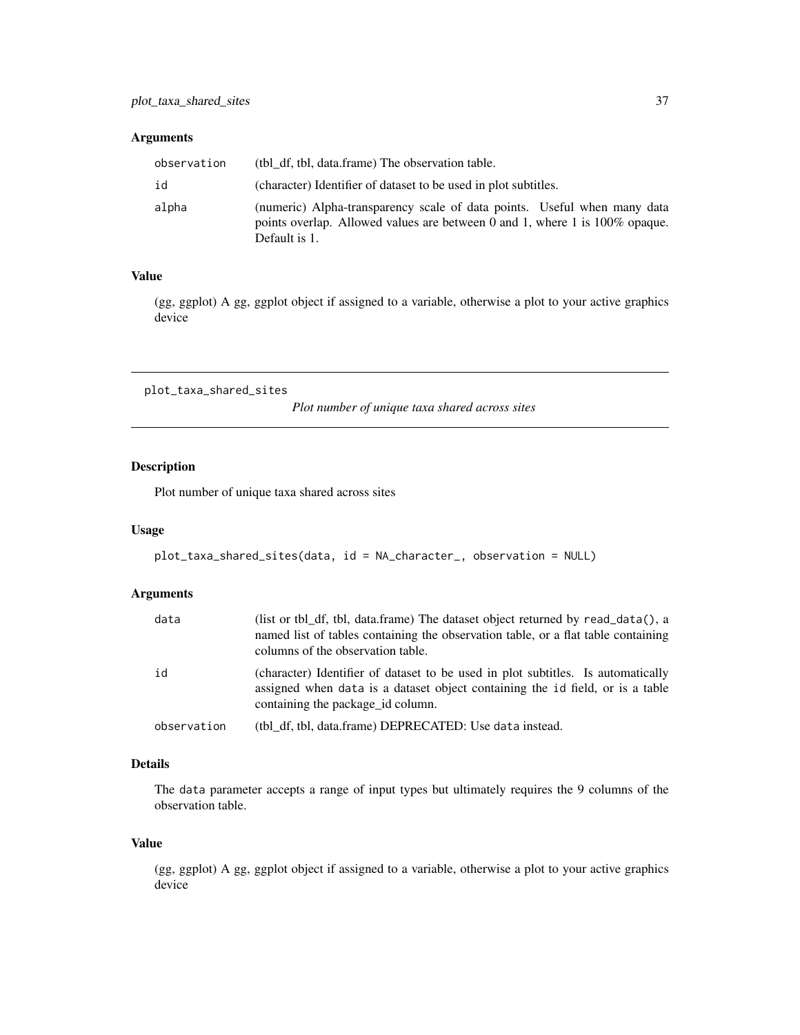### Arguments

| | |
|---|---|
| observation | (tbl_df, tbl, data.frame) The observation table. |
| id | (character) Identifier of dataset to be used in plot subtitles. |
| alpha | (numeric) Alpha-transparency scale of data points. Useful when many data points overlap. Allowed values are between 0 and 1, where 1 is 100% opaque. Default is 1. |

### Value

(gg, ggplot) A gg, ggplot object if assigned to a variable, otherwise a plot to your active graphics device

---

## plot_taxa_shared_sites

*Plot number of unique taxa shared across sites*

### Description

Plot number of unique taxa shared across sites

### Usage

```
plot_taxa_shared_sites(data, id = NA_character_, observation = NULL)
```

### Arguments

| | |
|---|---|
| data | (list or tbl_df, tbl, data.frame) The dataset object returned by `read_data()`, a named list of tables containing the observation table, or a flat table containing columns of the observation table. |
| id | (character) Identifier of dataset to be used in plot subtitles. Is automatically assigned when `data` is a dataset object containing the `id` field, or is a table containing the package_id column. |
| observation | (tbl_df, tbl, data.frame) DEPRECATED: Use `data` instead. |

### Details

The `data` parameter accepts a range of input types but ultimately requires the 9 columns of the observation table.

### Value

(gg, ggplot) A gg, ggplot object if assigned to a variable, otherwise a plot to your active graphics device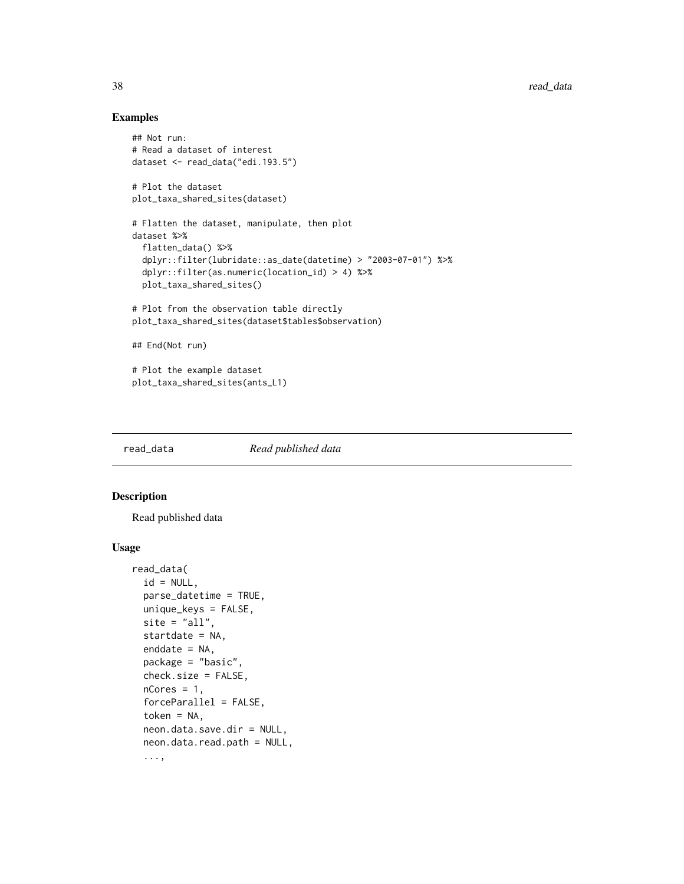## Examples

```
## Not run:
# Read a dataset of interest
dataset <- read_data("edi.193.5")

# Plot the dataset
plot_taxa_shared_sites(dataset)

# Flatten the dataset, manipulate, then plot
dataset %>%
  flatten_data() %>%
  dplyr::filter(lubridate::as_date(datetime) > "2003-07-01") %>%
  dplyr::filter(as.numeric(location_id) > 4) %>%
  plot_taxa_shared_sites()

# Plot from the observation table directly
plot_taxa_shared_sites(dataset$tables$observation)

## End(Not run)

# Plot the example dataset
plot_taxa_shared_sites(ants_L1)
```

---

read_data *Read published data*

---

## Description

Read published data

## Usage

```
read_data(
  id = NULL,
  parse_datetime = TRUE,
  unique_keys = FALSE,
  site = "all",
  startdate = NA,
  enddate = NA,
  package = "basic",
  check.size = FALSE,
  nCores = 1,
  forceParallel = FALSE,
  token = NA,
  neon.data.save.dir = NULL,
  neon.data.read.path = NULL,
  ...,
```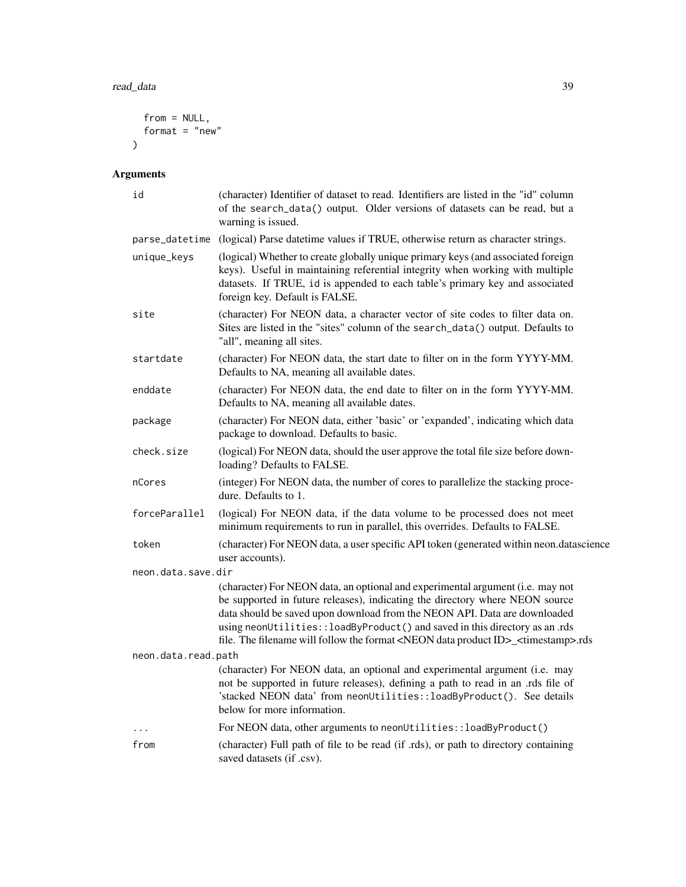```
  from = NULL,
  format = "new"
)
```

## Arguments

| | |
|---|---|
| id | (character) Identifier of dataset to read. Identifiers are listed in the "id" column of the search_data() output. Older versions of datasets can be read, but a warning is issued. |
| parse_datetime | (logical) Parse datetime values if TRUE, otherwise return as character strings. |
| unique_keys | (logical) Whether to create globally unique primary keys (and associated foreign keys). Useful in maintaining referential integrity when working with multiple datasets. If TRUE, id is appended to each table's primary key and associated foreign key. Default is FALSE. |
| site | (character) For NEON data, a character vector of site codes to filter data on. Sites are listed in the "sites" column of the search_data() output. Defaults to "all", meaning all sites. |
| startdate | (character) For NEON data, the start date to filter on in the form YYYY-MM. Defaults to NA, meaning all available dates. |
| enddate | (character) For NEON data, the end date to filter on in the form YYYY-MM. Defaults to NA, meaning all available dates. |
| package | (character) For NEON data, either 'basic' or 'expanded', indicating which data package to download. Defaults to basic. |
| check.size | (logical) For NEON data, should the user approve the total file size before downloading? Defaults to FALSE. |
| nCores | (integer) For NEON data, the number of cores to parallelize the stacking procedure. Defaults to 1. |
| forceParallel | (logical) For NEON data, if the data volume to be processed does not meet minimum requirements to run in parallel, this overrides. Defaults to FALSE. |
| token | (character) For NEON data, a user specific API token (generated within neon.datascience user accounts). |
| neon.data.save.dir | (character) For NEON data, an optional and experimental argument (i.e. may not be supported in future releases), indicating the directory where NEON source data should be saved upon download from the NEON API. Data are downloaded using neonUtilities::loadByProduct() and saved in this directory as an .rds file. The filename will follow the format <NEON data product ID>_<timestamp>.rds |
| neon.data.read.path | (character) For NEON data, an optional and experimental argument (i.e. may not be supported in future releases), defining a path to read in an .rds file of 'stacked NEON data' from neonUtilities::loadByProduct(). See details below for more information. |
| ... | For NEON data, other arguments to neonUtilities::loadByProduct() |
| from | (character) Full path of file to be read (if .rds), or path to directory containing saved datasets (if .csv). |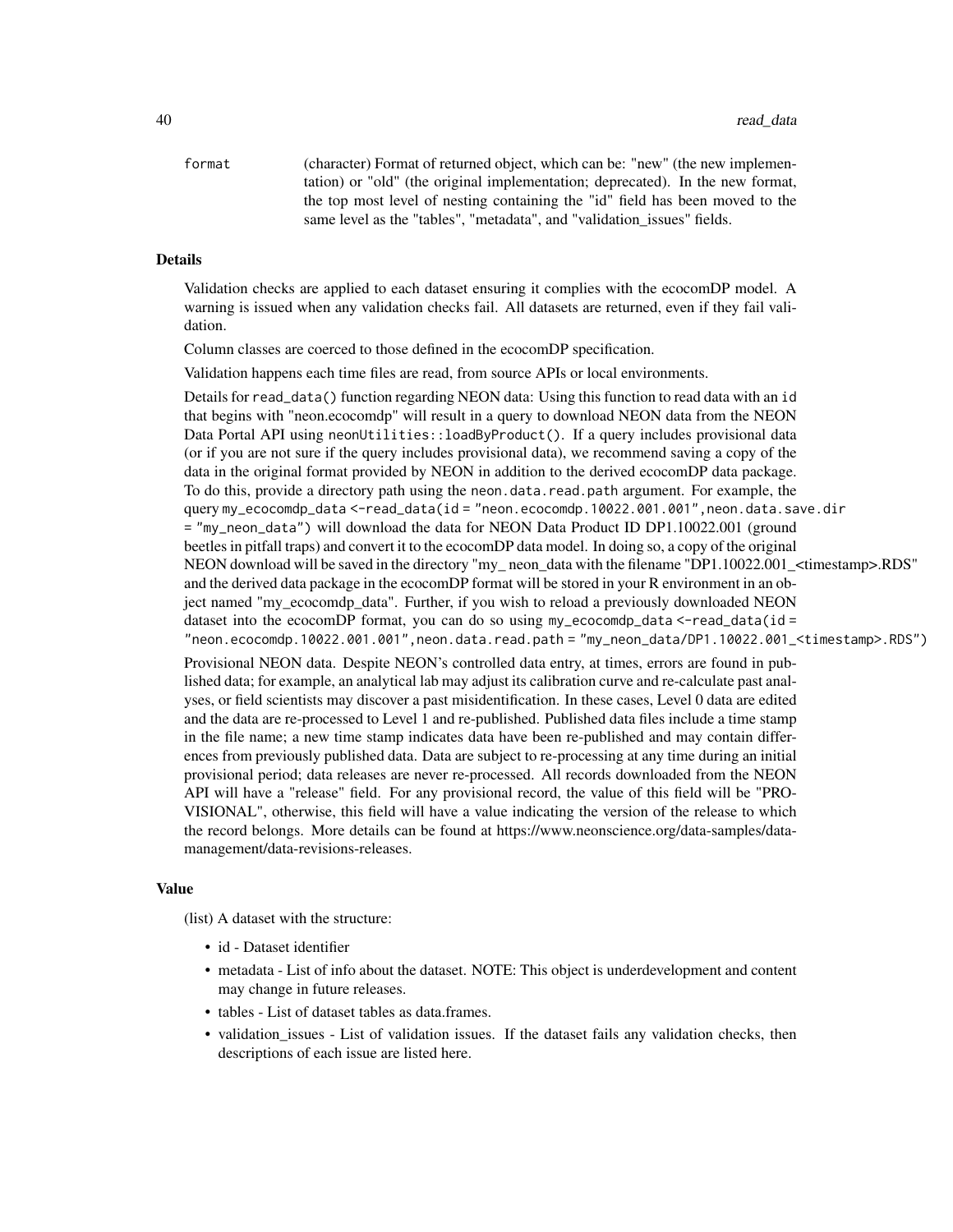format (character) Format of returned object, which can be: "new" (the new implementation) or "old" (the original implementation; deprecated). In the new format, the top most level of nesting containing the "id" field has been moved to the same level as the "tables", "metadata", and "validation_issues" fields.

### Details

Validation checks are applied to each dataset ensuring it complies with the ecocomDP model. A warning is issued when any validation checks fail. All datasets are returned, even if they fail validation.

Column classes are coerced to those defined in the ecocomDP specification.

Validation happens each time files are read, from source APIs or local environments.

Details for `read_data()` function regarding NEON data: Using this function to read data with an `id` that begins with "neon.ecocomdp" will result in a query to download NEON data from the NEON Data Portal API using `neonUtilities::loadByProduct()`. If a query includes provisional data (or if you are not sure if the query includes provisional data), we recommend saving a copy of the data in the original format provided by NEON in addition to the derived ecocomDP data package. To do this, provide a directory path using the `neon.data.read.path` argument. For example, the query `my_ecocomdp_data <-read_data(id = "neon.ecocomdp.10022.001.001",neon.data.save.dir = "my_neon_data")` will download the data for NEON Data Product ID DP1.10022.001 (ground beetles in pitfall traps) and convert it to the ecocomDP data model. In doing so, a copy of the original NEON download will be saved in the directory "my_ neon_data with the filename "DP1.10022.001_<timestamp>.RDS" and the derived data package in the ecocomDP format will be stored in your R environment in an object named "my_ecocomdp_data". Further, if you wish to reload a previously downloaded NEON dataset into the ecocomDP format, you can do so using `my_ecocomdp_data <-read_data(id = "neon.ecocomdp.10022.001.001",neon.data.read.path = "my_neon_data/DP1.10022.001_<timestamp>.RDS")`

Provisional NEON data. Despite NEON's controlled data entry, at times, errors are found in published data; for example, an analytical lab may adjust its calibration curve and re-calculate past analyses, or field scientists may discover a past misidentification. In these cases, Level 0 data are edited and the data are re-processed to Level 1 and re-published. Published data files include a time stamp in the file name; a new time stamp indicates data have been re-published and may contain differences from previously published data. Data are subject to re-processing at any time during an initial provisional period; data releases are never re-processed. All records downloaded from the NEON API will have a "release" field. For any provisional record, the value of this field will be "PROVISIONAL", otherwise, this field will have a value indicating the version of the release to which the record belongs. More details can be found at https://www.neonscience.org/data-samples/data-management/data-revisions-releases.

### Value

(list) A dataset with the structure:

- id - Dataset identifier
- metadata - List of info about the dataset. NOTE: This object is underdevelopment and content may change in future releases.
- tables - List of dataset tables as data.frames.
- validation_issues - List of validation issues. If the dataset fails any validation checks, then descriptions of each issue are listed here.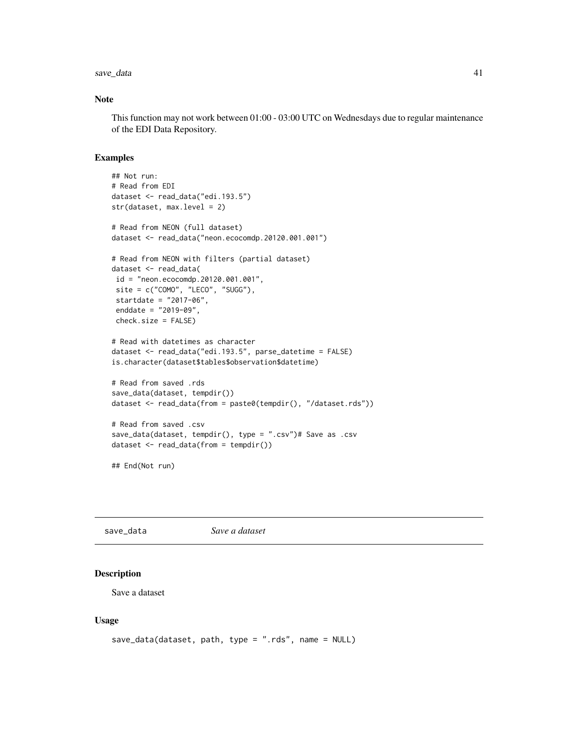## Note

This function may not work between 01:00 - 03:00 UTC on Wednesdays due to regular maintenance of the EDI Data Repository.

## Examples

```
## Not run:
# Read from EDI
dataset <- read_data("edi.193.5")
str(dataset, max.level = 2)

# Read from NEON (full dataset)
dataset <- read_data("neon.ecocomdp.20120.001.001")

# Read from NEON with filters (partial dataset)
dataset <- read_data(
 id = "neon.ecocomdp.20120.001.001",
 site = c("COMO", "LECO", "SUGG"),
 startdate = "2017-06",
 enddate = "2019-09",
 check.size = FALSE)

# Read with datetimes as character
dataset <- read_data("edi.193.5", parse_datetime = FALSE)
is.character(dataset$tables$observation$datetime)

# Read from saved .rds
save_data(dataset, tempdir())
dataset <- read_data(from = paste0(tempdir(), "/dataset.rds"))

# Read from saved .csv
save_data(dataset, tempdir(), type = ".csv")# Save as .csv
dataset <- read_data(from = tempdir())

## End(Not run)
```

---

# save_data *Save a dataset*

---

## Description

Save a dataset

## Usage

```
save_data(dataset, path, type = ".rds", name = NULL)
```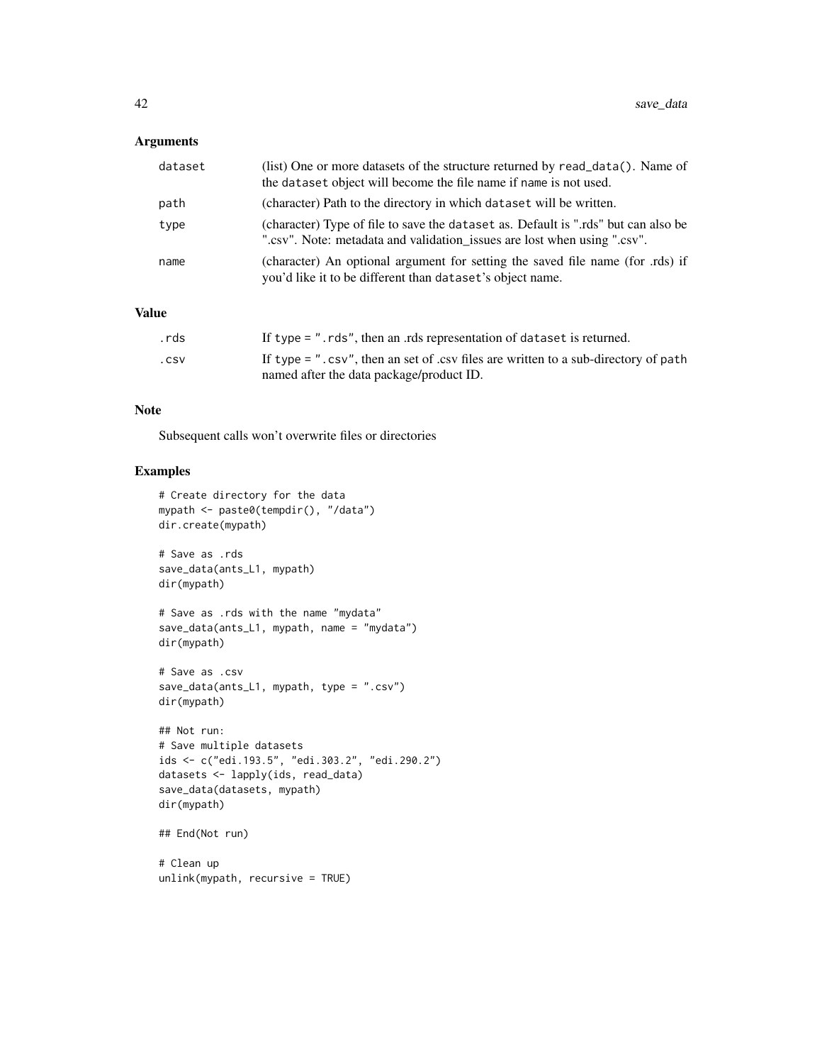### Arguments

| | |
|---|---|
| `dataset` | (list) One or more datasets of the structure returned by `read_data()`. Name of the `dataset` object will become the file name if `name` is not used. |
| `path` | (character) Path to the directory in which `dataset` will be written. |
| `type` | (character) Type of file to save the `dataset` as. Default is ".rds" but can also be ".csv". Note: metadata and validation_issues are lost when using ".csv". |
| `name` | (character) An optional argument for setting the saved file name (for .rds) if you'd like it to be different than `dataset`'s object name. |

### Value

| | |
|---|---|
| `.rds` | If `type = ".rds"`, then an .rds representation of `dataset` is returned. |
| `.csv` | If `type = ".csv"`, then an set of .csv files are written to a sub-directory of `path` named after the data package/product ID. |

### Note

Subsequent calls won't overwrite files or directories

### Examples

```
# Create directory for the data
mypath <- paste0(tempdir(), "/data")
dir.create(mypath)

# Save as .rds
save_data(ants_L1, mypath)
dir(mypath)

# Save as .rds with the name "mydata"
save_data(ants_L1, mypath, name = "mydata")
dir(mypath)

# Save as .csv
save_data(ants_L1, mypath, type = ".csv")
dir(mypath)

## Not run:
# Save multiple datasets
ids <- c("edi.193.5", "edi.303.2", "edi.290.2")
datasets <- lapply(ids, read_data)
save_data(datasets, mypath)
dir(mypath)

## End(Not run)

# Clean up
unlink(mypath, recursive = TRUE)
```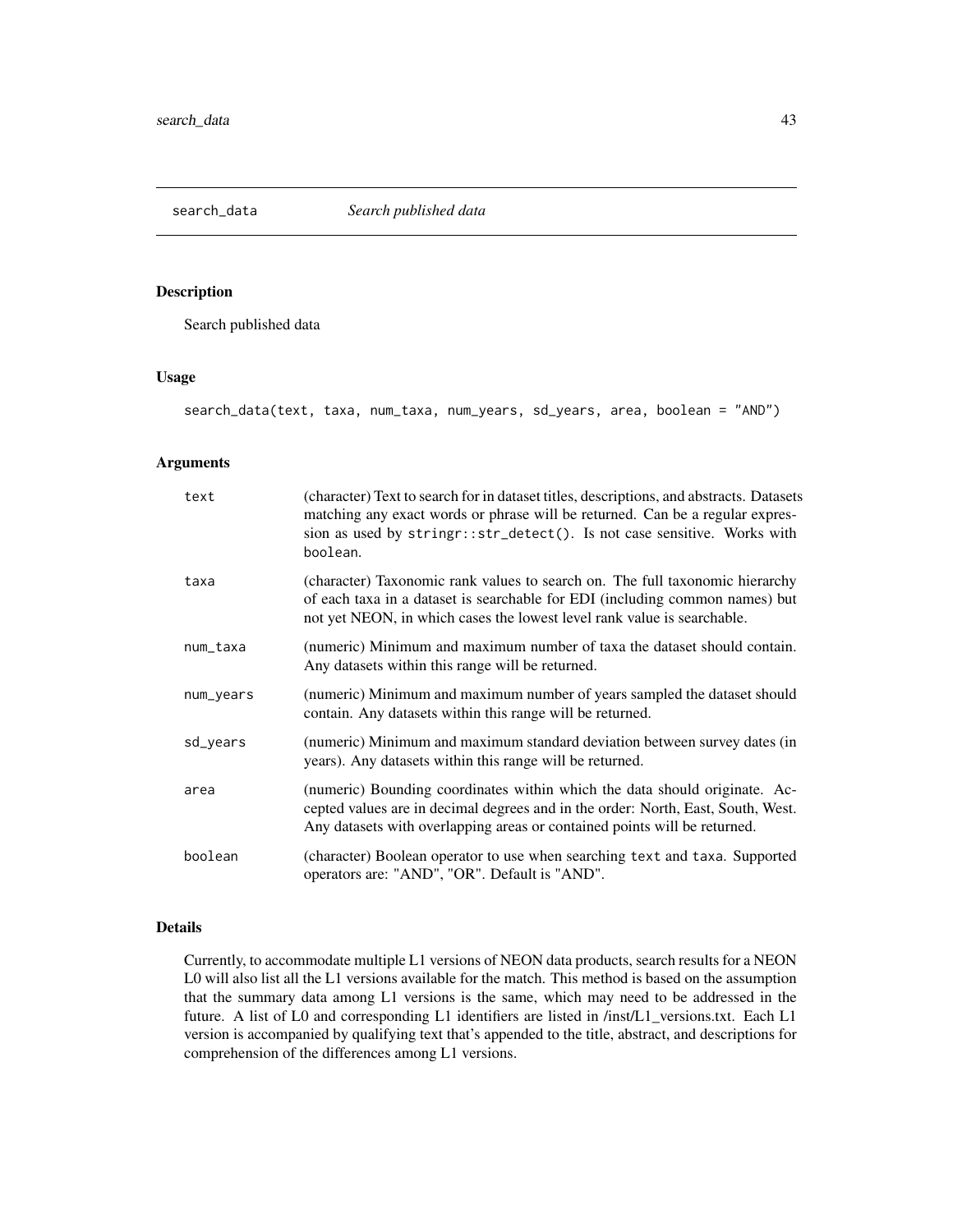## search_data *Search published data*

### Description

Search published data

### Usage

```
search_data(text, taxa, num_taxa, num_years, sd_years, area, boolean = "AND")
```

### Arguments

| | |
|---|---|
| `text` | (character) Text to search for in dataset titles, descriptions, and abstracts. Datasets matching any exact words or phrase will be returned. Can be a regular expression as used by `stringr::str_detect()`. Is not case sensitive. Works with `boolean`. |
| `taxa` | (character) Taxonomic rank values to search on. The full taxonomic hierarchy of each taxa in a dataset is searchable for EDI (including common names) but not yet NEON, in which cases the lowest level rank value is searchable. |
| `num_taxa` | (numeric) Minimum and maximum number of taxa the dataset should contain. Any datasets within this range will be returned. |
| `num_years` | (numeric) Minimum and maximum number of years sampled the dataset should contain. Any datasets within this range will be returned. |
| `sd_years` | (numeric) Minimum and maximum standard deviation between survey dates (in years). Any datasets within this range will be returned. |
| `area` | (numeric) Bounding coordinates within which the data should originate. Accepted values are in decimal degrees and in the order: North, East, South, West. Any datasets with overlapping areas or contained points will be returned. |
| `boolean` | (character) Boolean operator to use when searching `text` and `taxa`. Supported operators are: "AND", "OR". Default is "AND". |

### Details

Currently, to accommodate multiple L1 versions of NEON data products, search results for a NEON L0 will also list all the L1 versions available for the match. This method is based on the assumption that the summary data among L1 versions is the same, which may need to be addressed in the future. A list of L0 and corresponding L1 identifiers are listed in /inst/L1_versions.txt. Each L1 version is accompanied by qualifying text that's appended to the title, abstract, and descriptions for comprehension of the differences among L1 versions.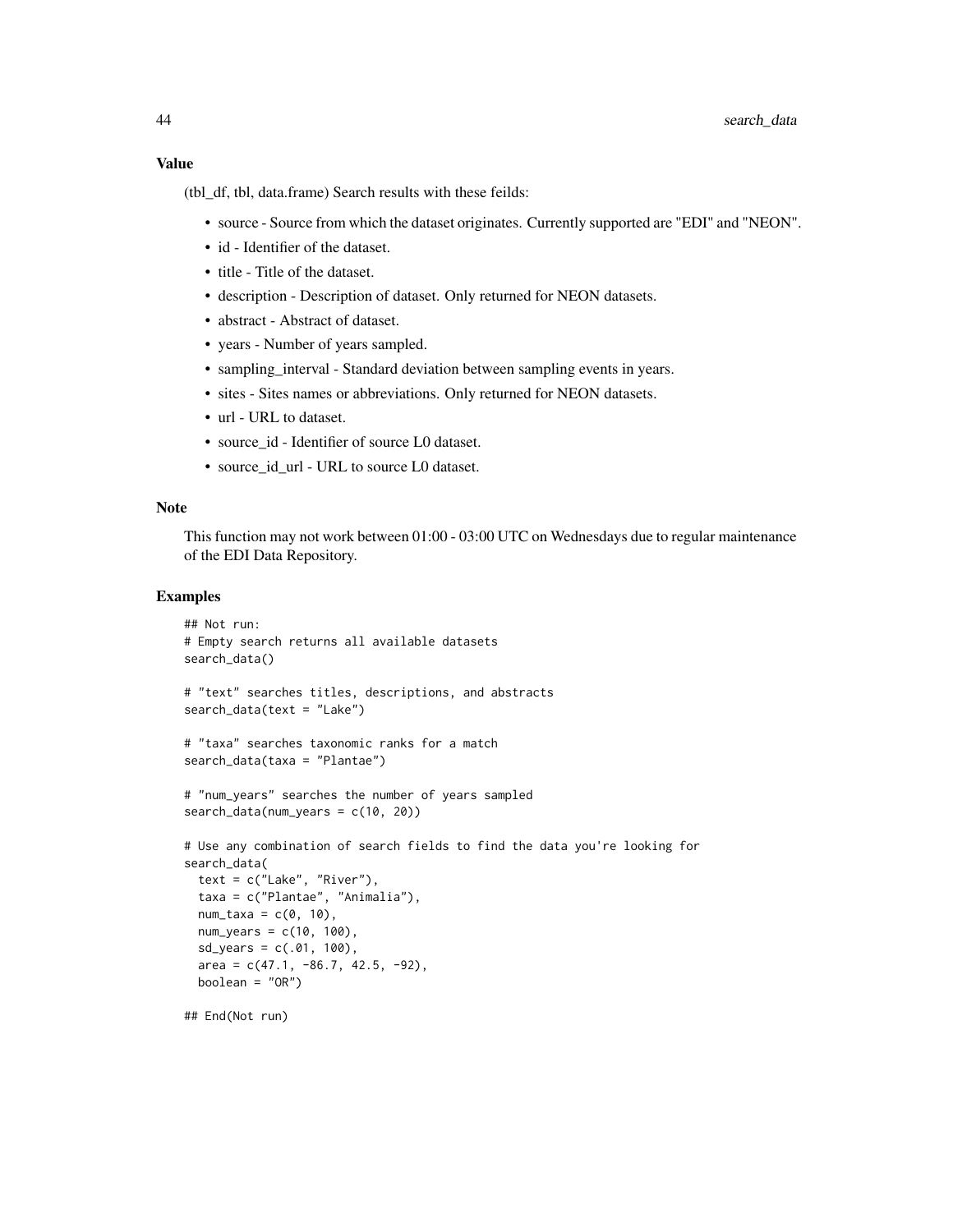## Value

(tbl_df, tbl, data.frame) Search results with these feilds:

- source - Source from which the dataset originates. Currently supported are "EDI" and "NEON".
- id - Identifier of the dataset.
- title - Title of the dataset.
- description - Description of dataset. Only returned for NEON datasets.
- abstract - Abstract of dataset.
- years - Number of years sampled.
- sampling_interval - Standard deviation between sampling events in years.
- sites - Sites names or abbreviations. Only returned for NEON datasets.
- url - URL to dataset.
- source_id - Identifier of source L0 dataset.
- source_id_url - URL to source L0 dataset.

## Note

This function may not work between 01:00 - 03:00 UTC on Wednesdays due to regular maintenance of the EDI Data Repository.

## Examples

```
## Not run:
# Empty search returns all available datasets
search_data()

# "text" searches titles, descriptions, and abstracts
search_data(text = "Lake")

# "taxa" searches taxonomic ranks for a match
search_data(taxa = "Plantae")

# "num_years" searches the number of years sampled
search_data(num_years = c(10, 20))

# Use any combination of search fields to find the data you're looking for
search_data(
  text = c("Lake", "River"),
  taxa = c("Plantae", "Animalia"),
  num_taxa = c(0, 10),
  num_years = c(10, 100),
  sd_years = c(.01, 100),
  area = c(47.1, -86.7, 42.5, -92),
  boolean = "OR")

## End(Not run)
```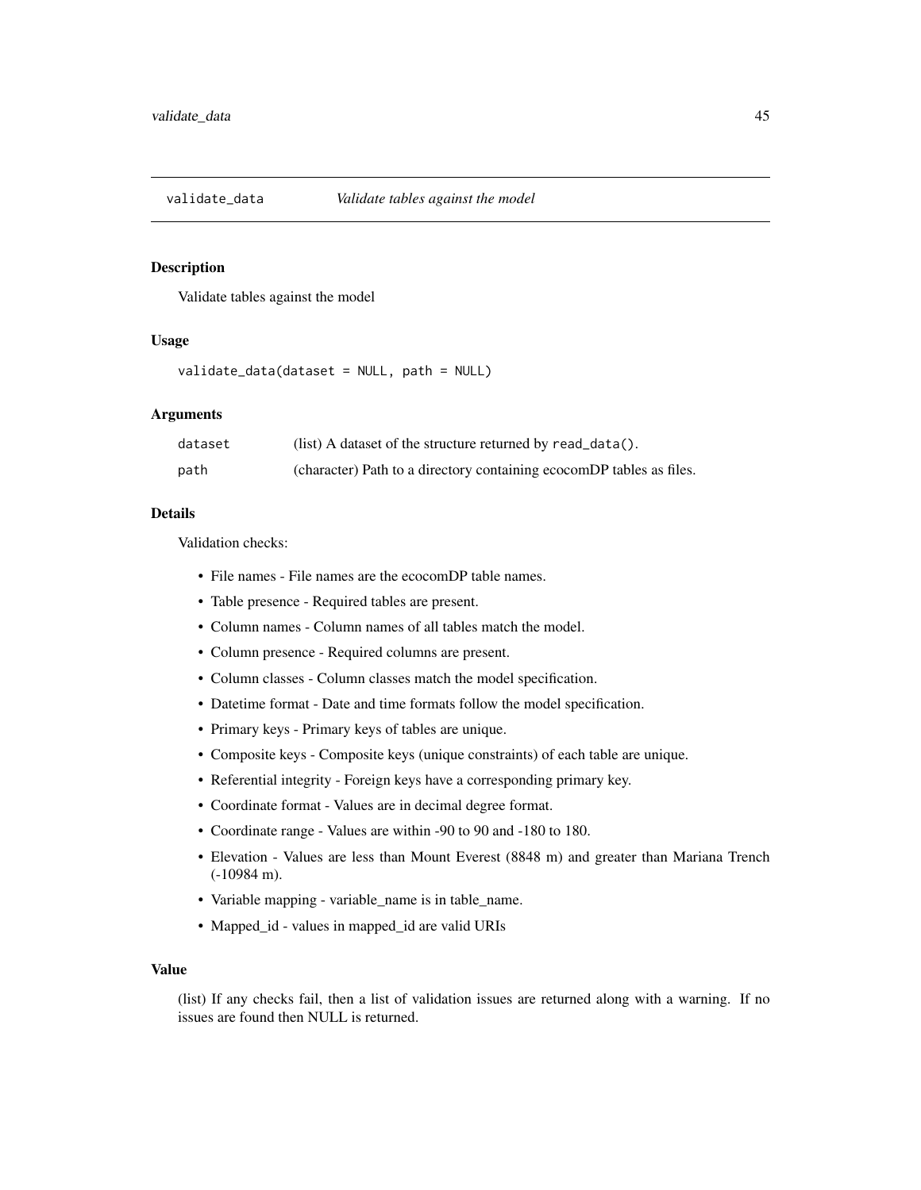## validate_data *Validate tables against the model*

### Description

Validate tables against the model

### Usage

```
validate_data(dataset = NULL, path = NULL)
```

### Arguments

| | |
|---|---|
| dataset | (list) A dataset of the structure returned by `read_data()`. |
| path | (character) Path to a directory containing ecocomDP tables as files. |

### Details

Validation checks:

- File names - File names are the ecocomDP table names.
- Table presence - Required tables are present.
- Column names - Column names of all tables match the model.
- Column presence - Required columns are present.
- Column classes - Column classes match the model specification.
- Datetime format - Date and time formats follow the model specification.
- Primary keys - Primary keys of tables are unique.
- Composite keys - Composite keys (unique constraints) of each table are unique.
- Referential integrity - Foreign keys have a corresponding primary key.
- Coordinate format - Values are in decimal degree format.
- Coordinate range - Values are within -90 to 90 and -180 to 180.
- Elevation - Values are less than Mount Everest (8848 m) and greater than Mariana Trench (-10984 m).
- Variable mapping - variable_name is in table_name.
- Mapped_id - values in mapped_id are valid URIs

### Value

(list) If any checks fail, then a list of validation issues are returned along with a warning. If no issues are found then NULL is returned.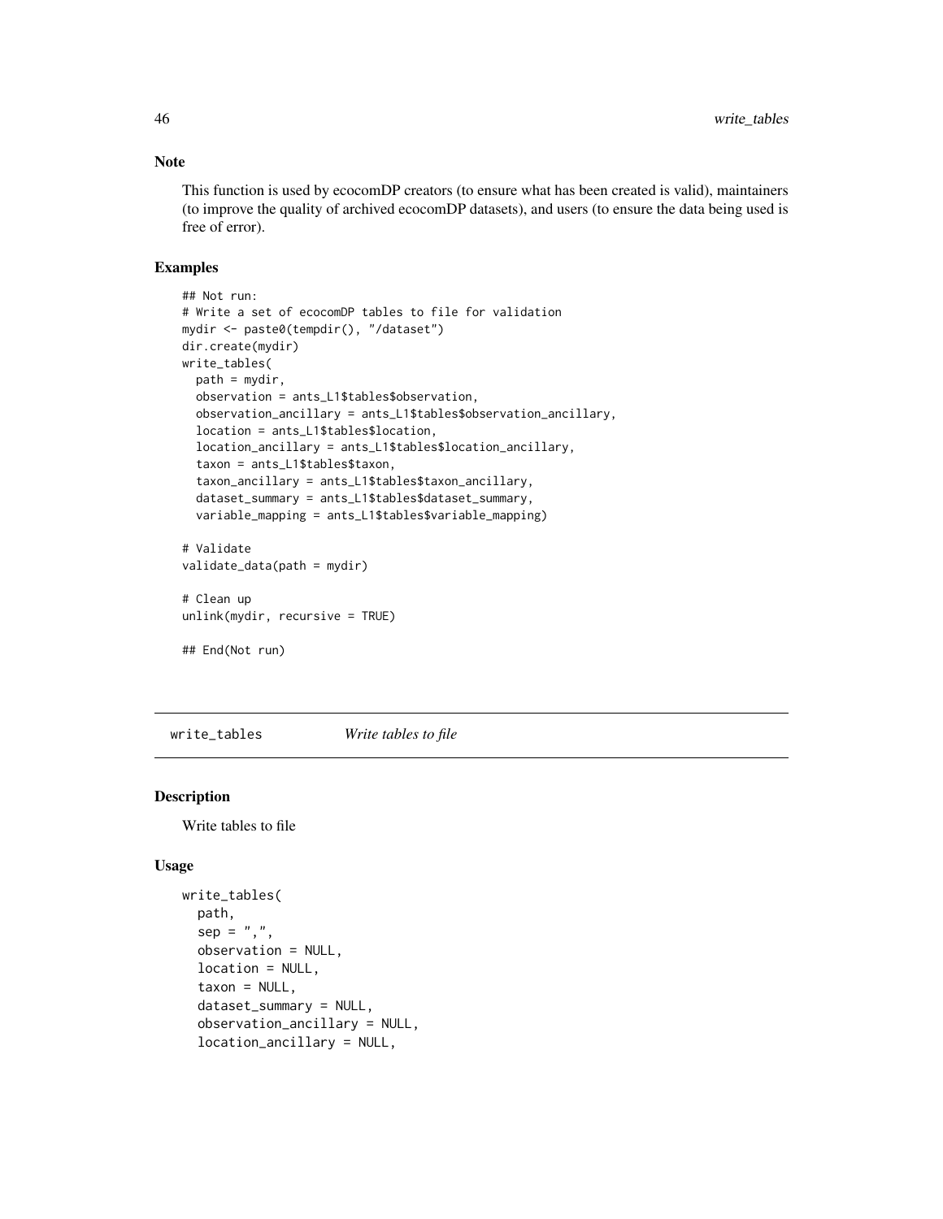### Note

This function is used by ecocomDP creators (to ensure what has been created is valid), maintainers (to improve the quality of archived ecocomDP datasets), and users (to ensure the data being used is free of error).

### Examples

```
## Not run:
# Write a set of ecocomDP tables to file for validation
mydir <- paste0(tempdir(), "/dataset")
dir.create(mydir)
write_tables(
  path = mydir,
  observation = ants_L1$tables$observation,
  observation_ancillary = ants_L1$tables$observation_ancillary,
  location = ants_L1$tables$location,
  location_ancillary = ants_L1$tables$location_ancillary,
  taxon = ants_L1$tables$taxon,
  taxon_ancillary = ants_L1$tables$taxon_ancillary,
  dataset_summary = ants_L1$tables$dataset_summary,
  variable_mapping = ants_L1$tables$variable_mapping)

# Validate
validate_data(path = mydir)

# Clean up
unlink(mydir, recursive = TRUE)

## End(Not run)
```

---

## write_tables *Write tables to file*

### Description

Write tables to file

### Usage

```
write_tables(
  path,
  sep = ",",
  observation = NULL,
  location = NULL,
  taxon = NULL,
  dataset_summary = NULL,
  observation_ancillary = NULL,
  location_ancillary = NULL,
```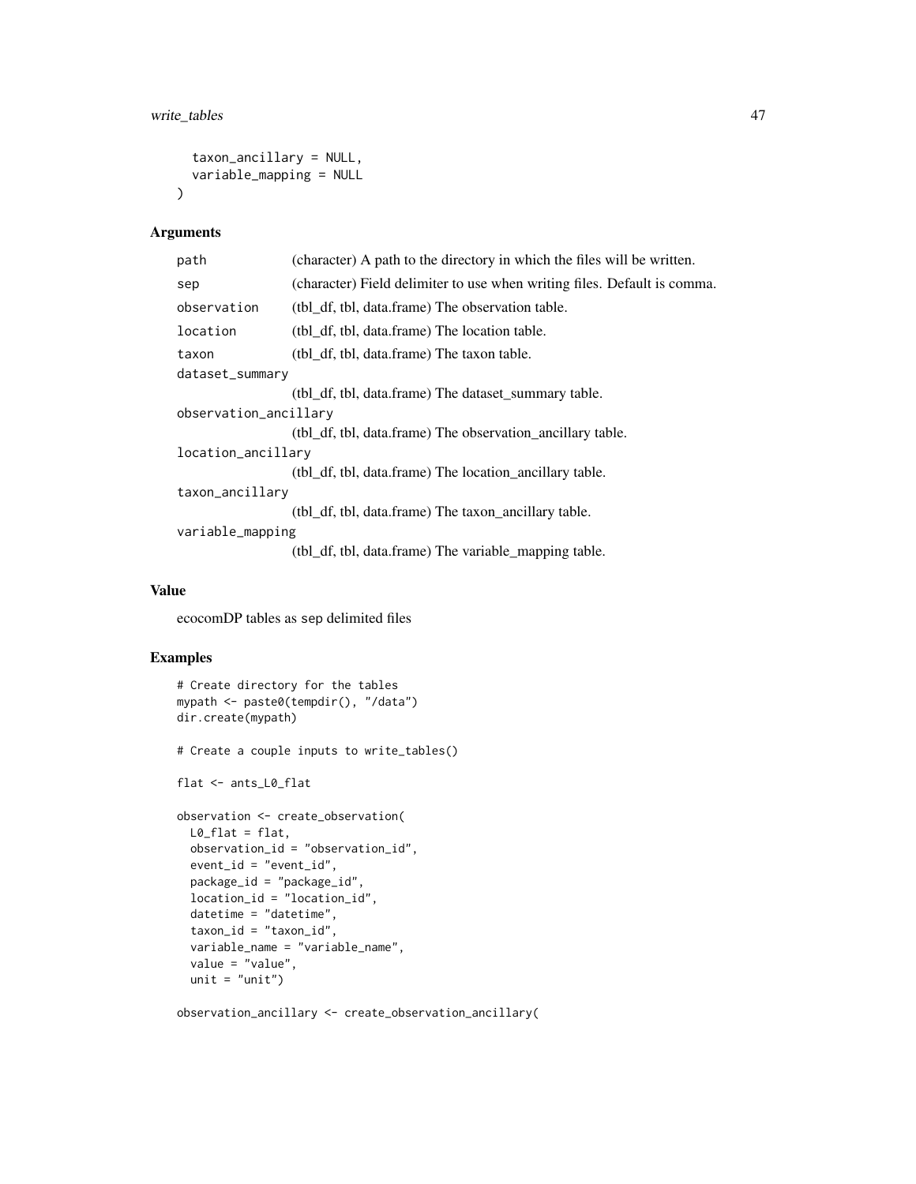```
  taxon_ancillary = NULL,
  variable_mapping = NULL
)
```

## Arguments

| Argument | Description |
|---|---|
| path | (character) A path to the directory in which the files will be written. |
| sep | (character) Field delimiter to use when writing files. Default is comma. |
| observation | (tbl_df, tbl, data.frame) The observation table. |
| location | (tbl_df, tbl, data.frame) The location table. |
| taxon | (tbl_df, tbl, data.frame) The taxon table. |
| dataset_summary | (tbl_df, tbl, data.frame) The dataset_summary table. |
| observation_ancillary | (tbl_df, tbl, data.frame) The observation_ancillary table. |
| location_ancillary | (tbl_df, tbl, data.frame) The location_ancillary table. |
| taxon_ancillary | (tbl_df, tbl, data.frame) The taxon_ancillary table. |
| variable_mapping | (tbl_df, tbl, data.frame) The variable_mapping table. |

## Value

ecocomDP tables as sep delimited files

## Examples

```
# Create directory for the tables
mypath <- paste0(tempdir(), "/data")
dir.create(mypath)

# Create a couple inputs to write_tables()

flat <- ants_L0_flat

observation <- create_observation(
  L0_flat = flat,
  observation_id = "observation_id",
  event_id = "event_id",
  package_id = "package_id",
  location_id = "location_id",
  datetime = "datetime",
  taxon_id = "taxon_id",
  variable_name = "variable_name",
  value = "value",
  unit = "unit")

observation_ancillary <- create_observation_ancillary(
```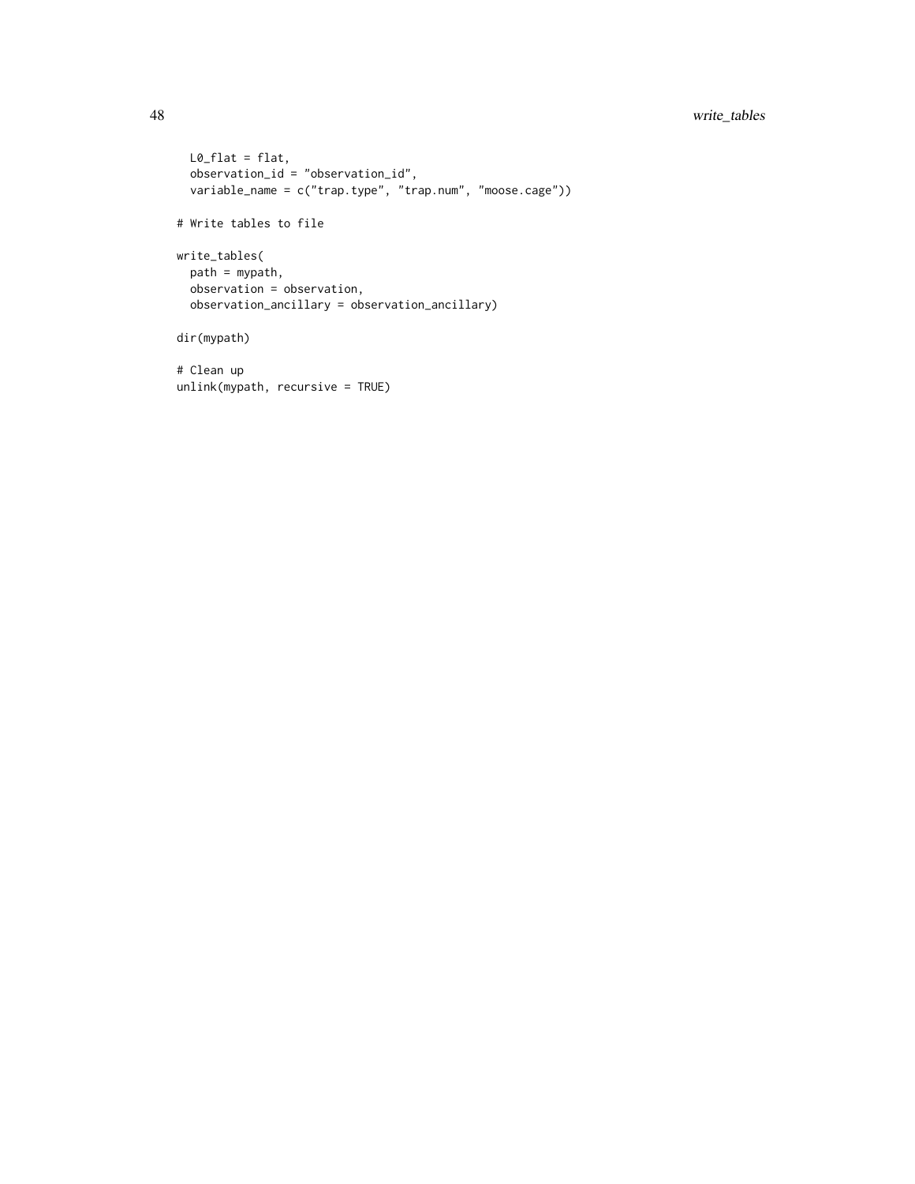```
  L0_flat = flat,
  observation_id = "observation_id",
  variable_name = c("trap.type", "trap.num", "moose.cage"))

# Write tables to file

write_tables(
  path = mypath,
  observation = observation,
  observation_ancillary = observation_ancillary)

dir(mypath)

# Clean up
unlink(mypath, recursive = TRUE)
```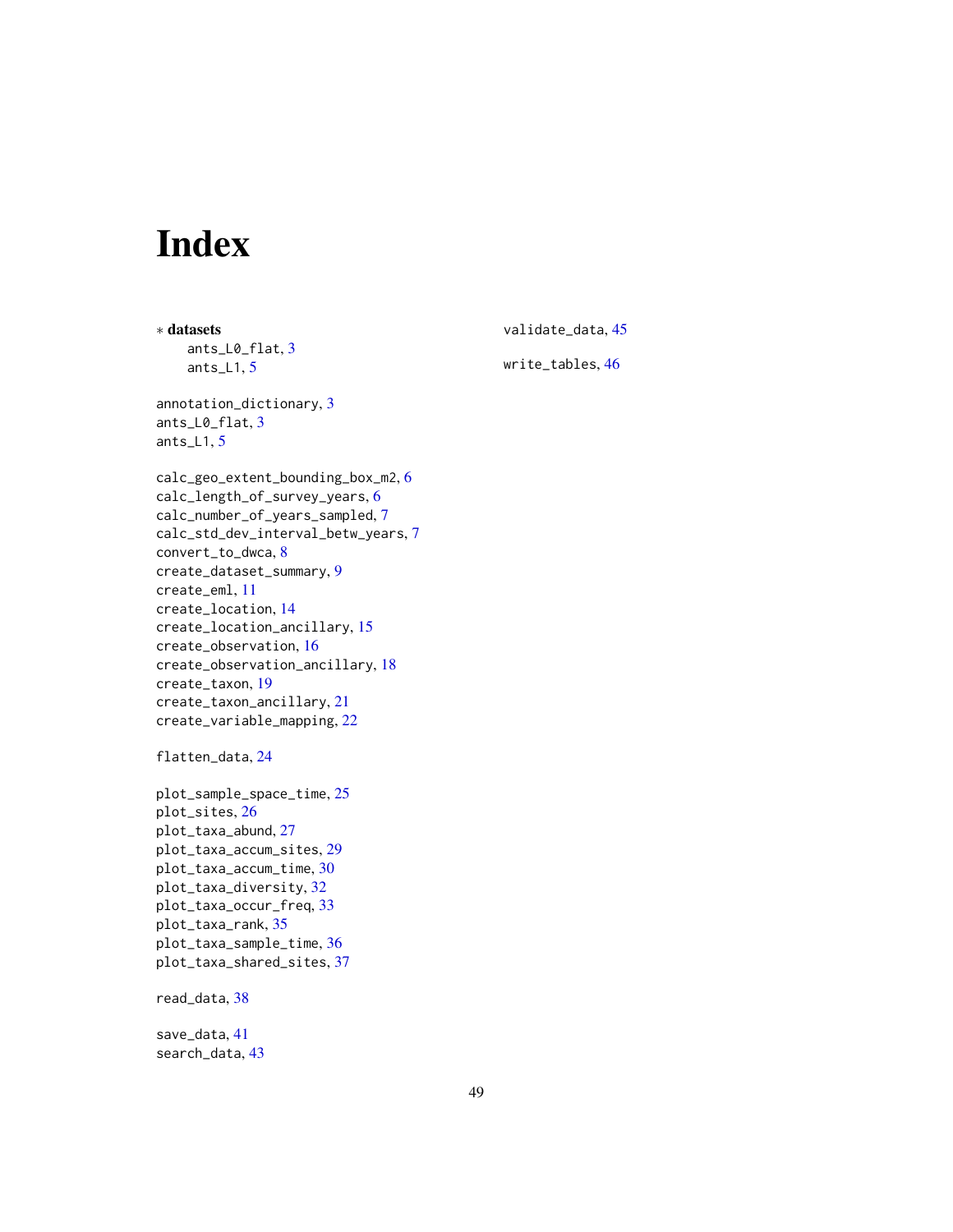# Index

∗ **datasets**
    ants_L0_flat, 3
    ants_L1, 5

annotation_dictionary, 3
ants_L0_flat, 3
ants_L1, 5

calc_geo_extent_bounding_box_m2, 6
calc_length_of_survey_years, 6
calc_number_of_years_sampled, 7
calc_std_dev_interval_betw_years, 7
convert_to_dwca, 8
create_dataset_summary, 9
create_eml, 11
create_location, 14
create_location_ancillary, 15
create_observation, 16
create_observation_ancillary, 18
create_taxon, 19
create_taxon_ancillary, 21
create_variable_mapping, 22

flatten_data, 24

plot_sample_space_time, 25
plot_sites, 26
plot_taxa_abund, 27
plot_taxa_accum_sites, 29
plot_taxa_accum_time, 30
plot_taxa_diversity, 32
plot_taxa_occur_freq, 33
plot_taxa_rank, 35
plot_taxa_sample_time, 36
plot_taxa_shared_sites, 37

read_data, 38

save_data, 41
search_data, 43

validate_data, 45

write_tables, 46